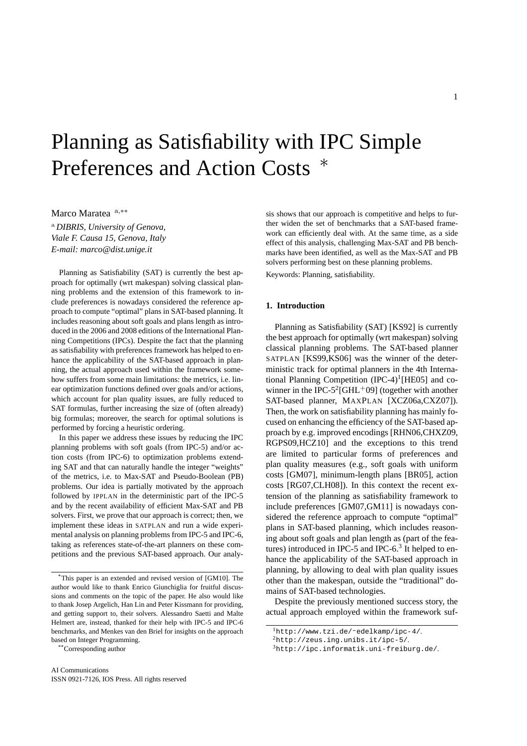# Planning as Satisfiability with IPC Simple Preferences and Action Costs *

Marco Maratea [a,**]

[a] *DIBRIS, University of Genova,*
*Viale F. Causa 15, Genova, Italy*
*E-mail: marco@dist.unige.it*

Planning as Satisfiability (SAT) is currently the best approach for optimally (wrt makespan) solving classical planning problems and the extension of this framework to include preferences is nowadays considered the reference approach to compute "optimal" plans in SAT-based planning. It includes reasoning about soft goals and plans length as introduced in the 2006 and 2008 editions of the International Planning Competitions (IPCs). Despite the fact that the planning as satisfiability with preferences framework has helped to enhance the applicability of the SAT-based approach in planning, the actual approach used within the framework somehow suffers from some main limitations: the metrics, i.e. linear optimization functions defined over goals and/or actions, which account for plan quality issues, are fully reduced to SAT formulas, further increasing the size of (often already) big formulas; moreover, the search for optimal solutions is performed by forcing a heuristic ordering.

In this paper we address these issues by reducing the IPC planning problems with soft goals (from IPC-5) and/or action costs (from IPC-6) to optimization problems extending SAT and that can naturally handle the integer "weights" of the metrics, i.e. to Max-SAT and Pseudo-Boolean (PB) problems. Our idea is partially motivated by the approach followed by IPPLAN in the deterministic part of the IPC-5 and by the recent availability of efficient Max-SAT and PB solvers. First, we prove that our approach is correct; then, we implement these ideas in SATPLAN and run a wide experimental analysis on planning problems from IPC-5 and IPC-6, taking as references state-of-the-art planners on these competitions and the previous SAT-based approach. Our analysis shows that our approach is competitive and helps to further widen the set of benchmarks that a SAT-based framework can efficiently deal with. At the same time, as a side effect of this analysis, challenging Max-SAT and PB benchmarks have been identified, as well as the Max-SAT and PB solvers performing best on these planning problems.

Keywords: Planning, satisfiability.

## 1. Introduction

Planning as Satisfiability (SAT) [KS92] is currently the best approach for optimally (wrt makespan) solving classical planning problems. The SAT-based planner SATPLAN [KS99,KS06] was the winner of the deterministic track for optimal planners in the 4th International Planning Competition (IPC-4)[1][HE05] and co-winner in the IPC-5[2][GHL+09] (together with another SAT-based planner, MAXPLAN [XCZ06a,CXZ07]). Then, the work on satisfiability planning has mainly focused on enhancing the efficiency of the SAT-based approach by e.g. improved encodings [RHN06,CHXZ09, RGPS09,HCZ10] and the exceptions to this trend are limited to particular forms of preferences and plan quality measures (e.g., soft goals with uniform costs [GM07], minimum-length plans [BR05], action costs [RG07,CLH08]). In this context the recent extension of the planning as satisfiability framework to include preferences [GM07,GM11] is nowadays considered the reference approach to compute "optimal" plans in SAT-based planning, which includes reasoning about soft goals and plan length as (part of the features) introduced in IPC-5 and IPC-6.[3] It helped to enhance the applicability of the SAT-based approach in planning, by allowing to deal with plan quality issues other than the makespan, outside the "traditional" domains of SAT-based technologies.

Despite the previously mentioned success story, the actual approach employed within the framework suf-

---

*This paper is an extended and revised version of [GM10]. The author would like to thank Enrico Giunchiglia for fruitful discussions and comments on the topic of the paper. He also would like to thank Josep Argelich, Han Lin and Peter Kissmann for providing, and getting support to, their solvers. Alessandro Saetti and Malte Helmert are, instead, thanked for their help with IPC-5 and IPC-6 benchmarks, and Menkes van den Briel for insights on the approach based on Integer Programming.

**Corresponding author

[1] http://www.tzi.de/~edelkamp/ipc-4/.
[2] http://zeus.ing.unibs.it/ipc-5/.
[3] http://ipc.informatik.uni-freiburg.de/.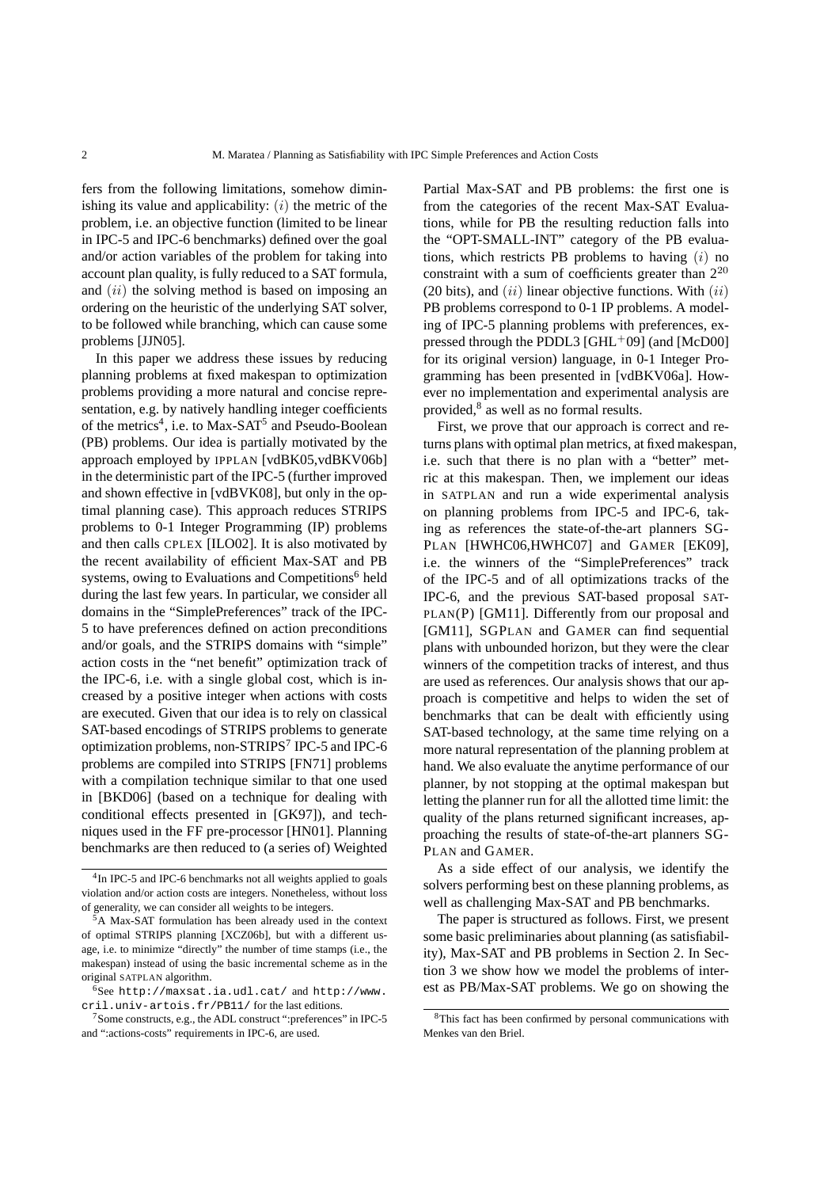fers from the following limitations, somehow diminishing its value and applicability: $(i)$ the metric of the problem, i.e. an objective function (limited to be linear in IPC-5 and IPC-6 benchmarks) defined over the goal and/or action variables of the problem for taking into account plan quality, is fully reduced to a SAT formula, and $(ii)$ the solving method is based on imposing an ordering on the heuristic of the underlying SAT solver, to be followed while branching, which can cause some problems [JJN05].

In this paper we address these issues by reducing planning problems at fixed makespan to optimization problems providing a more natural and concise representation, e.g. by natively handling integer coefficients of the metrics[4], i.e. to Max-SAT[5] and Pseudo-Boolean (PB) problems. Our idea is partially motivated by the approach employed by IPPLAN [vdBK05,vdBKV06b] in the deterministic part of the IPC-5 (further improved and shown effective in [vdBVK08], but only in the optimal planning case). This approach reduces STRIPS problems to 0-1 Integer Programming (IP) problems and then calls CPLEX [ILO02]. It is also motivated by the recent availability of efficient Max-SAT and PB systems, owing to Evaluations and Competitions[6] held during the last few years. In particular, we consider all domains in the "SimplePreferences" track of the IPC-5 to have preferences defined on action preconditions and/or goals, and the STRIPS domains with "simple" action costs in the "net benefit" optimization track of the IPC-6, i.e. with a single global cost, which is increased by a positive integer when actions with costs are executed. Given that our idea is to rely on classical SAT-based encodings of STRIPS problems to generate optimization problems, non-STRIPS[7] IPC-5 and IPC-6 problems are compiled into STRIPS [FN71] problems with a compilation technique similar to that one used in [BKD06] (based on a technique for dealing with conditional effects presented in [GK97]), and techniques used in the FF pre-processor [HN01]. Planning benchmarks are then reduced to (a series of) Weighted Partial Max-SAT and PB problems: the first one is from the categories of the recent Max-SAT Evaluations, while for PB the resulting reduction falls into the "OPT-SMALL-INT" category of the PB evaluations, which restricts PB problems to having $(i)$ no constraint with a sum of coefficients greater than $2^{20}$ (20 bits), and $(ii)$ linear objective functions. With $(ii)$ PB problems correspond to 0-1 IP problems. A modeling of IPC-5 planning problems with preferences, expressed through the PDDL3 [GHL+09] (and [McD00] for its original version) language, in 0-1 Integer Programming has been presented in [vdBKV06a]. However no implementation and experimental analysis are provided,[8] as well as no formal results.

First, we prove that our approach is correct and returns plans with optimal plan metrics, at fixed makespan, i.e. such that there is no plan with a "better" metric at this makespan. Then, we implement our ideas in SATPLAN and run a wide experimental analysis on planning problems from IPC-5 and IPC-6, taking as references the state-of-the-art planners SGPLAN [HWHC06,HWHC07] and GAMER [EK09], i.e. the winners of the "SimplePreferences" track of the IPC-5 and of all optimizations tracks of the IPC-6, and the previous SAT-based proposal SATPLAN(P) [GM11]. Differently from our proposal and [GM11], SGPLAN and GAMER can find sequential plans with unbounded horizon, but they were the clear winners of the competition tracks of interest, and thus are used as references. Our analysis shows that our approach is competitive and helps to widen the set of benchmarks that can be dealt with efficiently using SAT-based technology, at the same time relying on a more natural representation of the planning problem at hand. We also evaluate the anytime performance of our planner, by not stopping at the optimal makespan but letting the planner run for all the allotted time limit: the quality of the plans returned significant increases, approaching the results of state-of-the-art planners SGPLAN and GAMER.

As a side effect of our analysis, we identify the solvers performing best on these planning problems, as well as challenging Max-SAT and PB benchmarks.

The paper is structured as follows. First, we present some basic preliminaries about planning (as satisfiability), Max-SAT and PB problems in Section 2. In Section 3 we show how we model the problems of interest as PB/Max-SAT problems. We go on showing the

---

[4] In IPC-5 and IPC-6 benchmarks not all weights applied to goals violation and/or action costs are integers. Nonetheless, without loss of generality, we can consider all weights to be integers.

[5] A Max-SAT formulation has been already used in the context of optimal STRIPS planning [XCZ06b], but with a different usage, i.e. to minimize "directly" the number of time stamps (i.e., the makespan) instead of using the basic incremental scheme as in the original SATPLAN algorithm.

[6] See `http://maxsat.ia.udl.cat/` and `http://www.cril.univ-artois.fr/PB11/` for the last editions.

[7] Some constructs, e.g., the ADL construct ":preferences" in IPC-5 and ":actions-costs" requirements in IPC-6, are used.

[8] This fact has been confirmed by personal communications with Menkes van den Briel.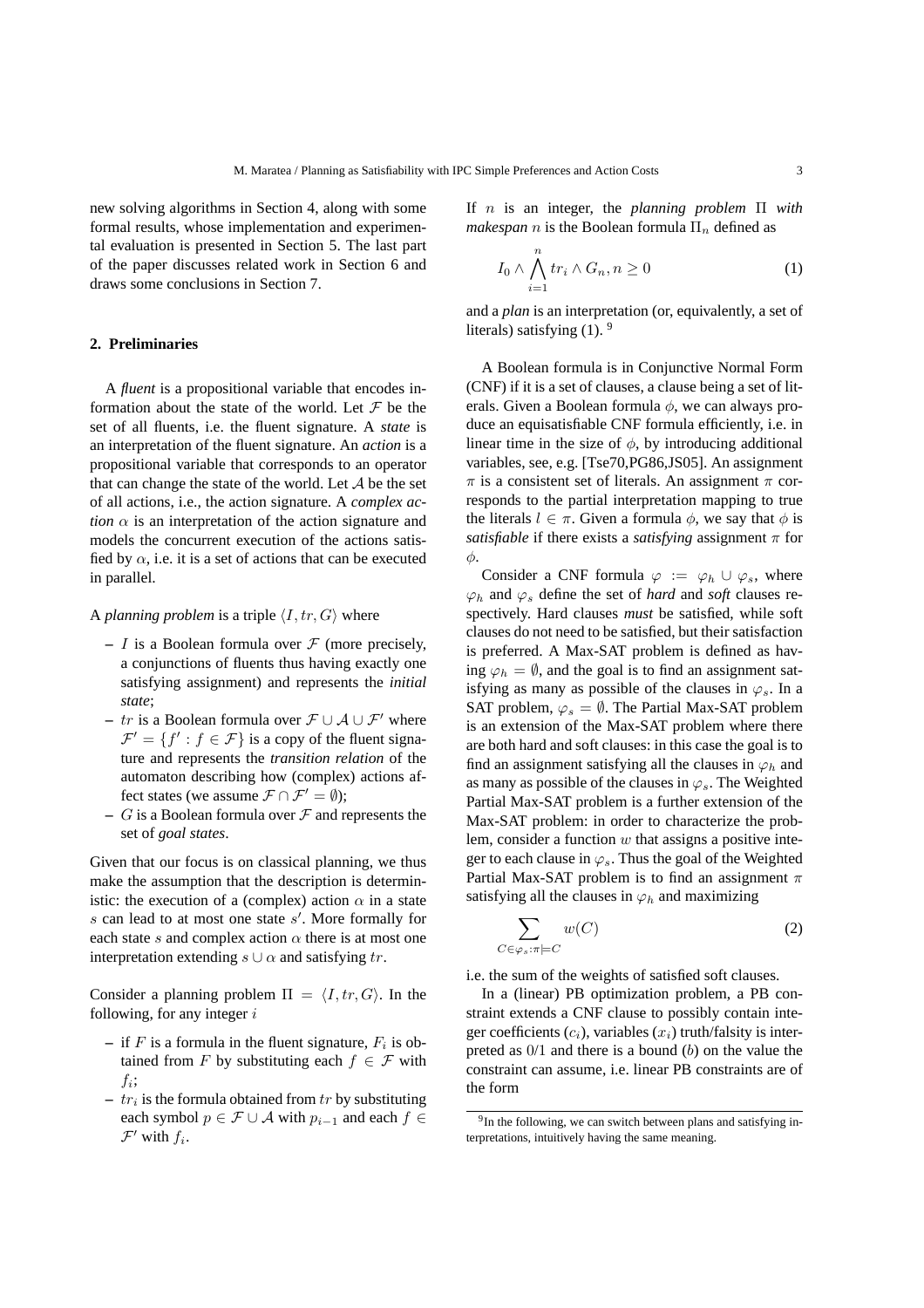new solving algorithms in Section 4, along with some formal results, whose implementation and experimental evaluation is presented in Section 5. The last part of the paper discusses related work in Section 6 and draws some conclusions in Section 7.

## 2. Preliminaries

A *fluent* is a propositional variable that encodes information about the state of the world. Let $\mathcal{F}$ be the set of all fluents, i.e. the fluent signature. A *state* is an interpretation of the fluent signature. An *action* is a propositional variable that corresponds to an operator that can change the state of the world. Let $\mathcal{A}$ be the set of all actions, i.e., the action signature. A *complex action* $\alpha$ is an interpretation of the action signature and models the concurrent execution of the actions satisfied by $\alpha$, i.e. it is a set of actions that can be executed in parallel.

A *planning problem* is a triple $\langle I, tr, G\rangle$ where

- $I$ is a Boolean formula over $\mathcal{F}$ (more precisely, a conjunctions of fluents thus having exactly one satisfying assignment) and represents the *initial state*;
- $tr$ is a Boolean formula over $\mathcal{F} \cup \mathcal{A} \cup \mathcal{F}'$ where $\mathcal{F}' = \{f' : f \in \mathcal{F}\}$ is a copy of the fluent signature and represents the *transition relation* of the automaton describing how (complex) actions affect states (we assume $\mathcal{F} \cap \mathcal{F}' = \emptyset$);
- $G$ is a Boolean formula over $\mathcal{F}$ and represents the set of *goal states*.

Given that our focus is on classical planning, we thus make the assumption that the description is deterministic: the execution of a (complex) action $\alpha$ in a state $s$ can lead to at most one state $s'$. More formally for each state $s$ and complex action $\alpha$ there is at most one interpretation extending $s \cup \alpha$ and satisfying $tr$.

Consider a planning problem $\Pi = \langle I, tr, G\rangle$. In the following, for any integer $i$

- if $F$ is a formula in the fluent signature, $F_i$ is obtained from $F$ by substituting each $f \in \mathcal{F}$ with $f_i$;
- $tr_i$ is the formula obtained from $tr$ by substituting each symbol $p \in \mathcal{F} \cup \mathcal{A}$ with $p_{i-1}$ and each $f \in \mathcal{F}'$ with $f_i$.

If $n$ is an integer, the *planning problem* $\Pi$ *with makespan* $n$ is the Boolean formula $\Pi_n$ defined as

$$I_0 \wedge \bigwedge_{i=1}^{n} tr_i \wedge G_n, n \geq 0 \tag{1}$$

and a *plan* is an interpretation (or, equivalently, a set of literals) satisfying (1). [9]

A Boolean formula is in Conjunctive Normal Form (CNF) if it is a set of clauses, a clause being a set of literals. Given a Boolean formula $\phi$, we can always produce an equisatisfiable CNF formula efficiently, i.e. in linear time in the size of $\phi$, by introducing additional variables, see, e.g. [Tse70,PG86,JS05]. An assignment $\pi$ is a consistent set of literals. An assignment $\pi$ corresponds to the partial interpretation mapping to true the literals $l \in \pi$. Given a formula $\phi$, we say that $\phi$ is *satisfiable* if there exists a *satisfying* assignment $\pi$ for $\phi$.

Consider a CNF formula $\varphi := \varphi_h \cup \varphi_s$, where $\varphi_h$ and $\varphi_s$ define the set of *hard* and *soft* clauses respectively. Hard clauses *must* be satisfied, while soft clauses do not need to be satisfied, but their satisfaction is preferred. A Max-SAT problem is defined as having $\varphi_h = \emptyset$, and the goal is to find an assignment satisfying as many as possible of the clauses in $\varphi_s$. In a SAT problem, $\varphi_s = \emptyset$. The Partial Max-SAT problem is an extension of the Max-SAT problem where there are both hard and soft clauses: in this case the goal is to find an assignment satisfying all the clauses in $\varphi_h$ and as many as possible of the clauses in $\varphi_s$. The Weighted Partial Max-SAT problem is a further extension of the Max-SAT problem: in order to characterize the problem, consider a function $w$ that assigns a positive integer to each clause in $\varphi_s$. Thus the goal of the Weighted Partial Max-SAT problem is to find an assignment $\pi$ satisfying all the clauses in $\varphi_h$ and maximizing

$$\sum_{C \in \varphi_s : \pi \models C} w(C) \tag{2}$$

i.e. the sum of the weights of satisfied soft clauses.

In a (linear) PB optimization problem, a PB constraint extends a CNF clause to possibly contain integer coefficients ($c_i$), variables ($x_i$) truth/falsity is interpreted as 0/1 and there is a bound ($b$) on the value the constraint can assume, i.e. linear PB constraints are of the form

[9] In the following, we can switch between plans and satisfying interpretations, intuitively having the same meaning.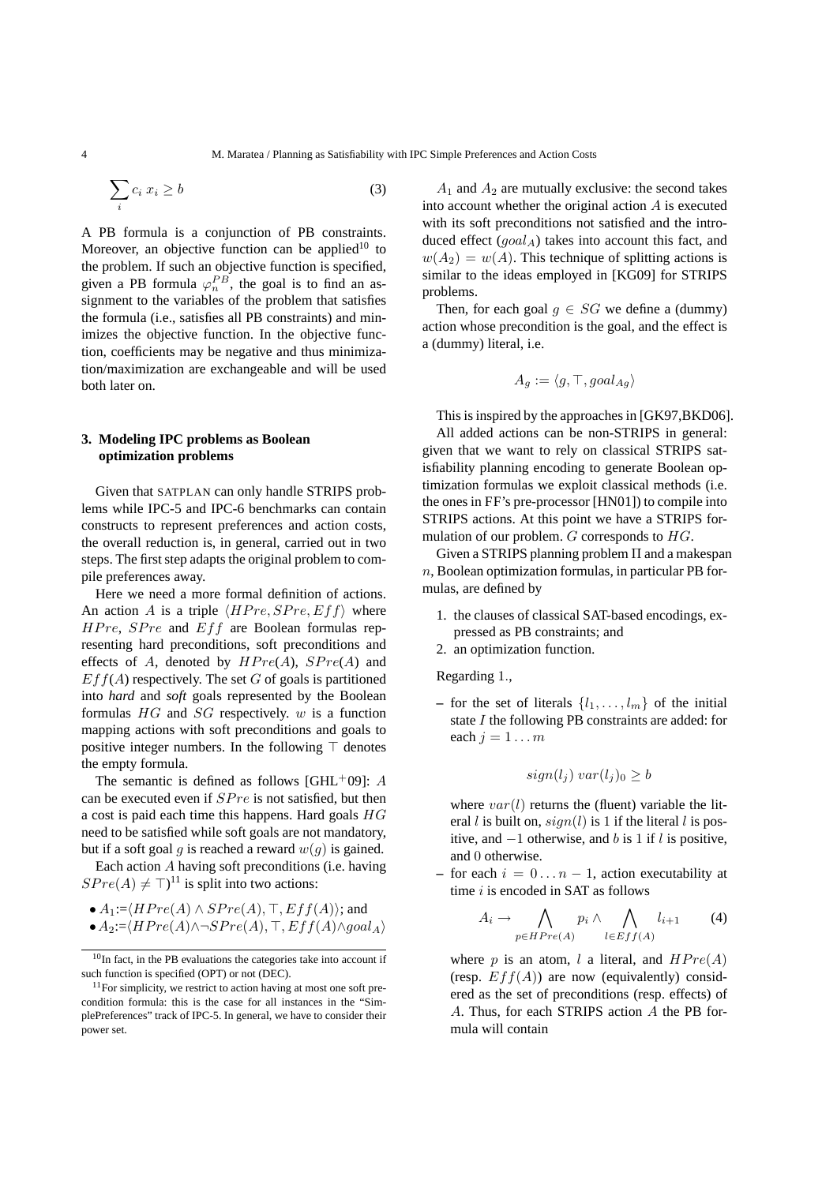$$\sum_i c_i \, x_i \geq b \tag{3}$$

A PB formula is a conjunction of PB constraints. Moreover, an objective function can be applied[10] to the problem. If such an objective function is specified, given a PB formula $\varphi_n^{PB}$, the goal is to find an assignment to the variables of the problem that satisfies the formula (i.e., satisfies all PB constraints) and minimizes the objective function. In the objective function, coefficients may be negative and thus minimization/maximization are exchangeable and will be used both later on.

## 3. Modeling IPC problems as Boolean optimization problems

Given that SATPLAN can only handle STRIPS problems while IPC-5 and IPC-6 benchmarks can contain constructs to represent preferences and action costs, the overall reduction is, in general, carried out in two steps. The first step adapts the original problem to compile preferences away.

Here we need a more formal definition of actions. An action $A$ is a triple $\langle HPre, SPre, Eff \rangle$ where $HPre$, $SPre$ and $Eff$ are Boolean formulas representing hard preconditions, soft preconditions and effects of $A$, denoted by $HPre(A)$, $SPre(A)$ and $Eff(A)$ respectively. The set $G$ of goals is partitioned into ***hard*** and ***soft*** goals represented by the Boolean formulas $HG$ and $SG$ respectively. $w$ is a function mapping actions with soft preconditions and goals to positive integer numbers. In the following $\top$ denotes the empty formula.

The semantic is defined as follows [GHL+09]: $A$ can be executed even if $SPre$ is not satisfied, but then a cost is paid each time this happens. Hard goals $HG$ need to be satisfied while soft goals are not mandatory, but if a soft goal $g$ is reached a reward $w(g)$ is gained.

Each action $A$ having soft preconditions (i.e. having $SPre(A) \neq \top$)[11] is split into two actions:

- $A_1$:=$\langle HPre(A) \wedge SPre(A), \top, Eff(A) \rangle$; and
- $A_2$:=$\langle HPre(A) \wedge \neg SPre(A), \top, Eff(A) \wedge goal_A \rangle$

$A_1$ and $A_2$ are mutually exclusive: the second takes into account whether the original action $A$ is executed with its soft preconditions not satisfied and the introduced effect ($goal_A$) takes into account this fact, and $w(A_2) = w(A)$. This technique of splitting actions is similar to the ideas employed in [KG09] for STRIPS problems.

Then, for each goal $g \in SG$ we define a (dummy) action whose precondition is the goal, and the effect is a (dummy) literal, i.e.

$$A_g := \langle g, \top, goal_{Ag} \rangle$$

This is inspired by the approaches in [GK97,BKD06].

All added actions can be non-STRIPS in general: given that we want to rely on classical STRIPS satisfiability planning encoding to generate Boolean optimization formulas we exploit classical methods (i.e. the ones in FF's pre-processor [HN01]) to compile into STRIPS actions. At this point we have a STRIPS formulation of our problem. $G$ corresponds to $HG$.

Given a STRIPS planning problem $\Pi$ and a makespan $n$, Boolean optimization formulas, in particular PB formulas, are defined by

1. the clauses of classical SAT-based encodings, expressed as PB constraints; and
2. an optimization function.

Regarding 1.,

- for the set of literals $\{l_1, \ldots, l_m\}$ of the initial state $I$ the following PB constraints are added: for each $j = 1 \ldots m$

  $$sign(l_j) \; var(l_j)_0 \geq b$$

  where $var(l)$ returns the (fluent) variable the literal $l$ is built on, $sign(l)$ is 1 if the literal $l$ is positive, and $-1$ otherwise, and $b$ is 1 if $l$ is positive, and 0 otherwise.
- for each $i = 0 \ldots n-1$, action executability at time $i$ is encoded in SAT as follows

  $$A_i \rightarrow \bigwedge_{p \in HPre(A)} p_i \wedge \bigwedge_{l \in Eff(A)} l_{i+1} \tag{4}$$

  where $p$ is an atom, $l$ a literal, and $HPre(A)$ (resp. $Eff(A)$) are now (equivalently) considered as the set of preconditions (resp. effects) of $A$. Thus, for each STRIPS action $A$ the PB formula will contain

---

[10] In fact, in the PB evaluations the categories take into account if such function is specified (OPT) or not (DEC).

[11] For simplicity, we restrict to action having at most one soft precondition formula: this is the case for all instances in the "SimplePreferences" track of IPC-5. In general, we have to consider their power set.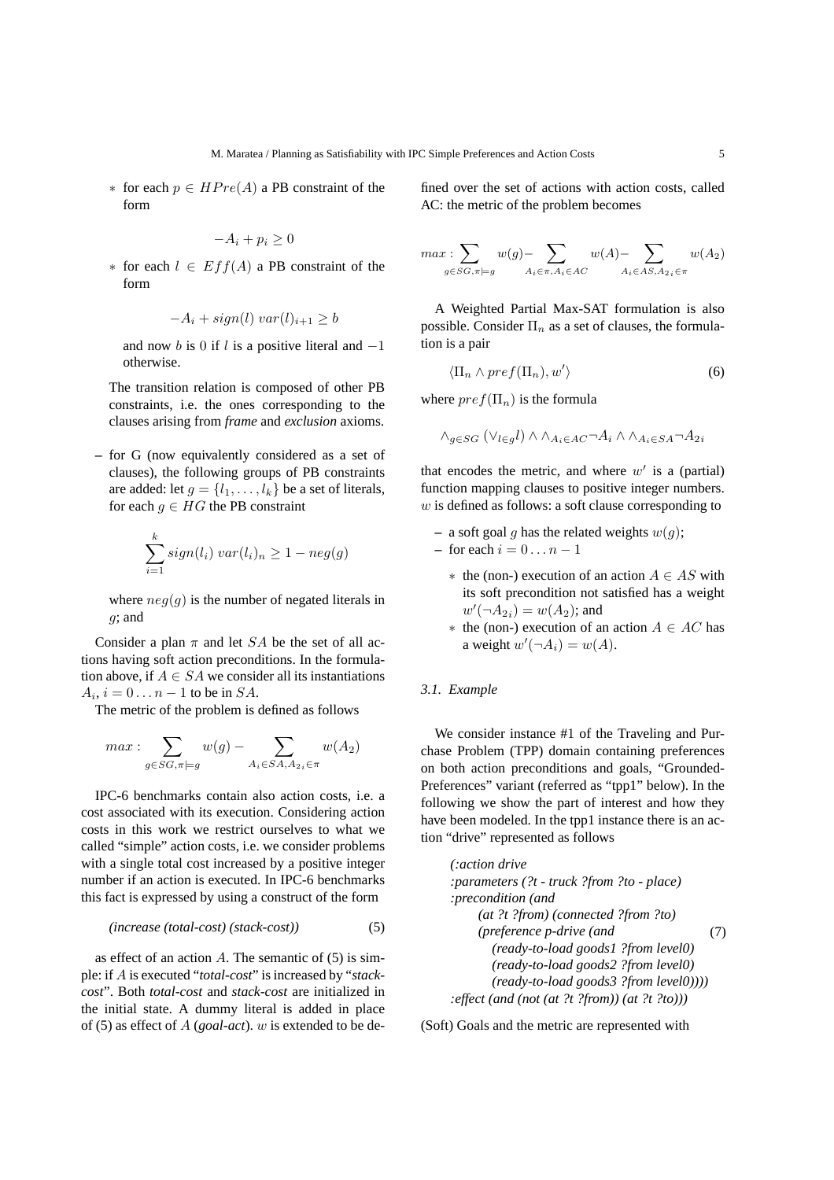* for each $p \in HPre(A)$ a PB constraint of the form

$$-A_i + p_i \geq 0$$

* for each $l \in Eff(A)$ a PB constraint of the form

$$-A_i + sign(l)\ var(l)_{i+1} \geq b$$

and now $b$ is 0 if $l$ is a positive literal and $-1$ otherwise.

The transition relation is composed of other PB constraints, i.e. the ones corresponding to the clauses arising from *frame* and *exclusion* axioms.

– for G (now equivalently considered as a set of clauses), the following groups of PB constraints are added: let $g = \{l_1, \ldots, l_k\}$ be a set of literals, for each $g \in HG$ the PB constraint

$$\sum_{i=1}^{k} sign(l_i)\ var(l_i)_n \geq 1 - neg(g)$$

where $neg(g)$ is the number of negated literals in $g$; and

Consider a plan $\pi$ and let $SA$ be the set of all actions having soft action preconditions. In the formulation above, if $A \in SA$ we consider all its instantiations $A_i$, $i = 0 \ldots n-1$ to be in $SA$.

The metric of the problem is defined as follows

$$max: \sum_{g \in SG, \pi \models g} w(g) - \sum_{A_i \in SA, A_{2_i} \in \pi} w(A_2)$$

IPC-6 benchmarks contain also action costs, i.e. a cost associated with its execution. Considering action costs in this work we restrict ourselves to what we called "simple" action costs, i.e. we consider problems with a single total cost increased by a positive integer number if an action is executed. In IPC-6 benchmarks this fact is expressed by using a construct of the form

$$\textit{(increase (total-cost) (stack-cost))} \tag{5}$$

as effect of an action $A$. The semantic of (5) is simple: if $A$ is executed "*total-cost*" is increased by "*stack-cost*". Both *total-cost* and *stack-cost* are initialized in the initial state. A dummy literal is added in place of (5) as effect of $A$ (*goal-act*). $w$ is extended to be defined over the set of actions with action costs, called AC: the metric of the problem becomes

$$max: \sum_{g \in SG, \pi \models g} w(g) - \sum_{A_i \in \pi, A_i \in AC} w(A) - \sum_{A_i \in AS, A_{2_i} \in \pi} w(A_2)$$

A Weighted Partial Max-SAT formulation is also possible. Consider $\Pi_n$ as a set of clauses, the formulation is a pair

$$\langle \Pi_n \wedge pref(\Pi_n), w' \rangle \tag{6}$$

where $pref(\Pi_n)$ is the formula

$$\wedge_{g \in SG} (\vee_{l \in g} l) \wedge \wedge_{A_i \in AC} \neg A_i \wedge \wedge_{A_i \in SA} \neg A_{2i}$$

that encodes the metric, and where $w'$ is a (partial) function mapping clauses to positive integer numbers. $w$ is defined as follows: a soft clause corresponding to

– a soft goal $g$ has the related weights $w(g)$;
– for each $i = 0 \ldots n-1$
  * the (non-) execution of an action $A \in AS$ with its soft precondition not satisfied has a weight $w'(\neg A_{2_i}) = w(A_2)$; and
  * the (non-) execution of an action $A \in AC$ has a weight $w'(\neg A_i) = w(A)$.

### 3.1. Example

We consider instance #1 of the Traveling and Purchase Problem (TPP) domain containing preferences on both action preconditions and goals, "Grounded-Preferences" variant (referred as "tpp1" below). In the following we show the part of interest and how they have been modeled. In the tpp1 instance there is an action "drive" represented as follows

```
(:action drive
:parameters (?t - truck ?from ?to - place)
:precondition (and
    (at ?t ?from) (connected ?from ?to)
    (preference p-drive (and                        (7)
        (ready-to-load goods1 ?from level0)
        (ready-to-load goods2 ?from level0)
        (ready-to-load goods3 ?from level0))))
:effect (and (not (at ?t ?from)) (at ?t ?to)))
```

(Soft) Goals and the metric are represented with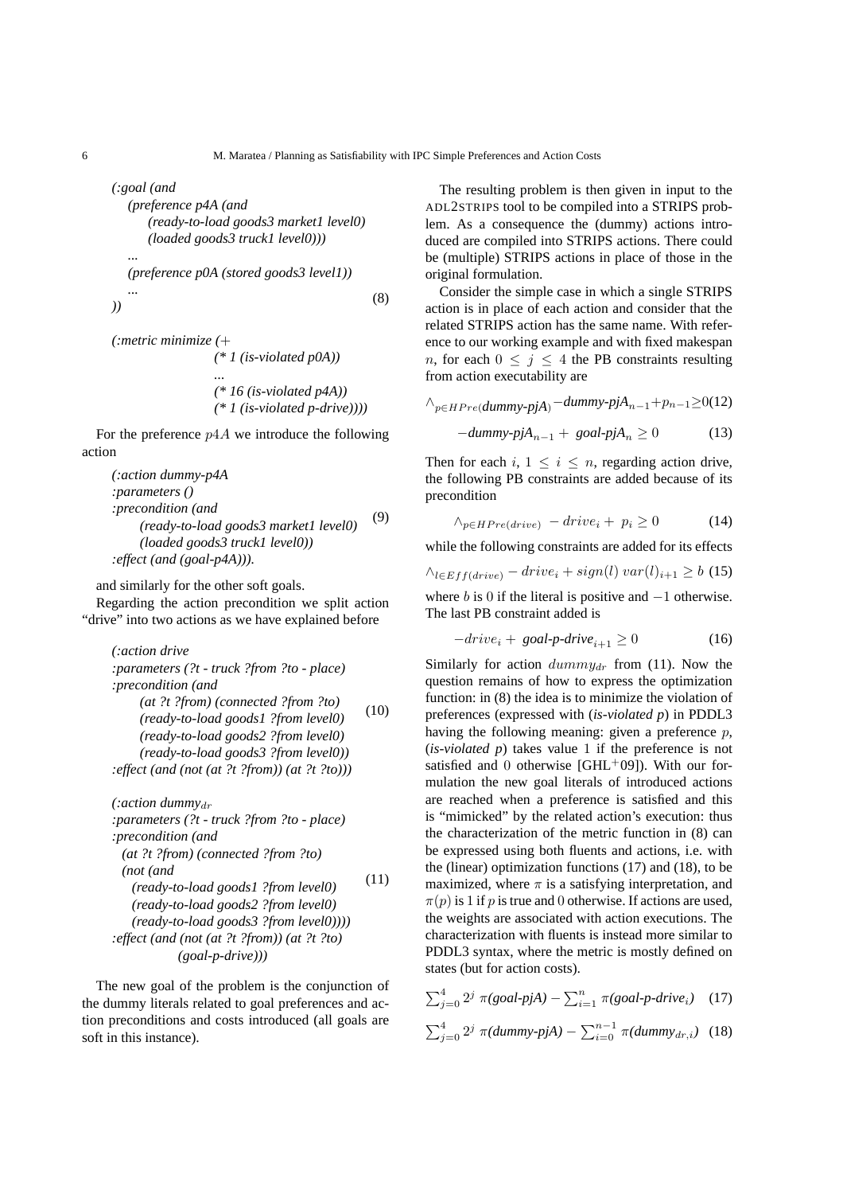```
(:goal (and
   (preference p4A (and
      (ready-to-load goods3 market1 level0)
      (loaded goods3 truck1 level0)))
   ...
   (preference p0A (stored goods3 level1))
   ...
))                                                    (8)

(:metric minimize (+
                (* 1 (is-violated p0A))
                ...
                (* 16 (is-violated p4A))
                (* 1 (is-violated p-drive))))
```

For the preference $p4A$ we introduce the following action

```
(:action dummy-p4A
:parameters ()
:precondition (and
     (ready-to-load goods3 market1 level0)           (9)
     (loaded goods3 truck1 level0))
:effect (and (goal-p4A))).
```

and similarly for the other soft goals.

Regarding the action precondition we split action "drive" into two actions as we have explained before

```
(:action drive
:parameters (?t - truck ?from ?to - place)
:precondition (and
     (at ?t ?from) (connected ?from ?to)
     (ready-to-load goods1 ?from level0)            (10)
     (ready-to-load goods2 ?from level0)
     (ready-to-load goods3 ?from level0))
:effect (and (not (at ?t ?from)) (at ?t ?to)))

(:action dummy_dr
:parameters (?t - truck ?from ?to - place)
:precondition (and
  (at ?t ?from) (connected ?from ?to)
  (not (and
    (ready-to-load goods1 ?from level0)             (11)
    (ready-to-load goods2 ?from level0)
    (ready-to-load goods3 ?from level0))))
:effect (and (not (at ?t ?from)) (at ?t ?to)
         (goal-p-drive)))
```

The new goal of the problem is the conjunction of the dummy literals related to goal preferences and action preconditions and costs introduced (all goals are soft in this instance).

The resulting problem is then given in input to the ADL2STRIPS tool to be compiled into a STRIPS problem. As a consequence the (dummy) actions introduced are compiled into STRIPS actions. There could be (multiple) STRIPS actions in place of those in the original formulation.

Consider the simple case in which a single STRIPS action is in place of each action and consider that the related STRIPS action has the same name. With reference to our working example and with fixed makespan $n$, for each $0 \leq j \leq 4$ the PB constraints resulting from action executability are

$$\wedge_{p \in HPre(\textit{dummy-pjA})} - \textit{dummy-pjA}_{n-1} + p_{n-1} \geq 0 \quad (12)$$

$$-\textit{dummy-pjA}_{n-1} + \textit{goal-pjA}_{n} \geq 0 \quad (13)$$

Then for each $i$, $1 \leq i \leq n$, regarding action drive, the following PB constraints are added because of its precondition

$$\wedge_{p \in HPre(drive)} - drive_i + p_i \geq 0 \quad (14)$$

while the following constraints are added for its effects

$$\wedge_{l \in Eff(drive)} - drive_i + sign(l)\ var(l)_{i+1} \geq b \quad (15)$$

where $b$ is $0$ if the literal is positive and $-1$ otherwise. The last PB constraint added is

$$-drive_i + \textit{goal-p-drive}_{i+1} \geq 0 \quad (16)$$

Similarly for action $dummy_{dr}$ from (11). Now the question remains of how to express the optimization function: in (8) the idea is to minimize the violation of preferences (expressed with (*is-violated p*) in PDDL3 having the following meaning: given a preference $p$, (*is-violated p*) takes value $1$ if the preference is not satisfied and $0$ otherwise [GHL+09]). With our formulation the new goal literals of introduced actions are reached when a preference is satisfied and this is "mimicked" by the related action's execution: thus the characterization of the metric function in (8) can be expressed using both fluents and actions, i.e. with the (linear) optimization functions (17) and (18), to be maximized, where $\pi$ is a satisfying interpretation, and $\pi(p)$ is $1$ if $p$ is true and $0$ otherwise. If actions are used, the weights are associated with action executions. The characterization with fluents is instead more similar to PDDL3 syntax, where the metric is mostly defined on states (but for action costs).

$$\sum_{j=0}^{4} 2^j\ \pi(\textit{goal-pjA}) - \sum_{i=1}^{n} \pi(\textit{goal-p-drive}_i) \quad (17)$$

$$\sum_{j=0}^{4} 2^j\ \pi(\textit{dummy-pjA}) - \sum_{i=0}^{n-1} \pi(\textit{dummy}_{dr,i}) \quad (18)$$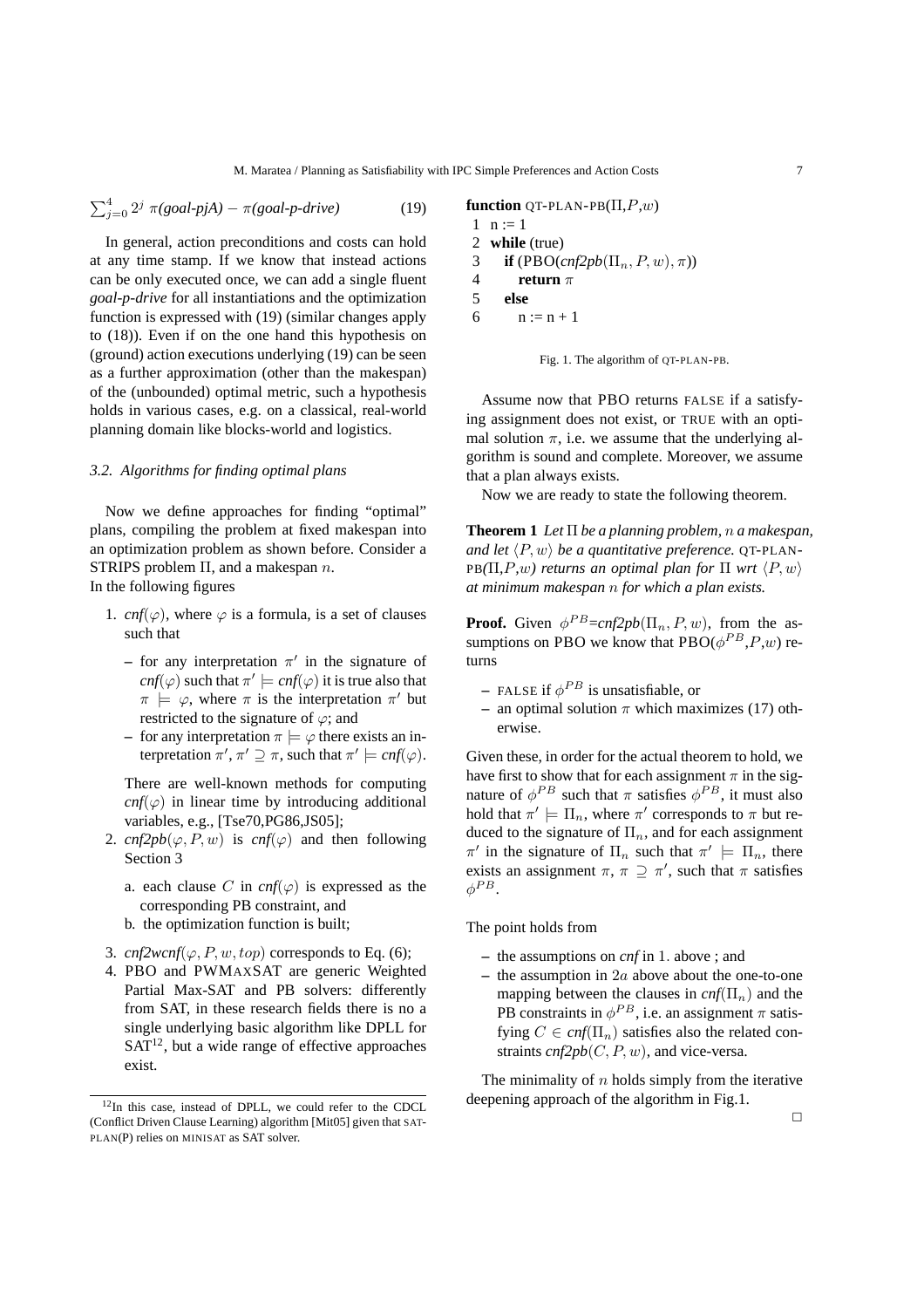$$\sum_{j=0}^{4} 2^j \; \pi(\textit{goal-pjA}) - \pi(\textit{goal-p-drive}) \qquad (19)$$

In general, action preconditions and costs can hold at any time stamp. If we know that instead actions can be only executed once, we can add a single fluent *goal-p-drive* for all instantiations and the optimization function is expressed with (19) (similar changes apply to (18)). Even if on the one hand this hypothesis on (ground) action executions underlying (19) can be seen as a further approximation (other than the makespan) of the (unbounded) optimal metric, such a hypothesis holds in various cases, e.g. on a classical, real-world planning domain like blocks-world and logistics.

### *3.2. Algorithms for finding optimal plans*

Now we define approaches for finding "optimal" plans, compiling the problem at fixed makespan into an optimization problem as shown before. Consider a STRIPS problem $\Pi$, and a makespan $n$.
In the following figures

1. *cnf*($\varphi$), where $\varphi$ is a formula, is a set of clauses such that
   - for any interpretation $\pi'$ in the signature of *cnf*($\varphi$) such that $\pi' \models$ *cnf*($\varphi$) it is true also that $\pi \models \varphi$, where $\pi$ is the interpretation $\pi'$ but restricted to the signature of $\varphi$; and
   - for any interpretation $\pi \models \varphi$ there exists an interpretation $\pi'$, $\pi' \supseteq \pi$, such that $\pi' \models$ *cnf*($\varphi$).

   There are well-known methods for computing *cnf*($\varphi$) in linear time by introducing additional variables, e.g., [Tse70,PG86,JS05];
2. *cnf2pb*($\varphi, P, w$) is *cnf*($\varphi$) and then following Section 3
   a. each clause $C$ in *cnf*($\varphi$) is expressed as the corresponding PB constraint, and
   b. the optimization function is built;
3. *cnf2wcnf*($\varphi, P, w, top$) corresponds to Eq. (6);
4. PBO and PWMAXSAT are generic Weighted Partial Max-SAT and PB solvers: differently from SAT, in these research fields there is no a single underlying basic algorithm like DPLL for SAT[12], but a wide range of effective approaches exist.

```
function QT-PLAN-PB(Π,P,w)
1  n := 1
2  while (true)
3     if (PBO(cnf2pb(Π_n, P, w), π))
4        return π
5     else
6        n := n + 1
```

Fig. 1. The algorithm of QT-PLAN-PB.

Assume now that PBO returns FALSE if a satisfying assignment does not exist, or TRUE with an optimal solution $\pi$, i.e. we assume that the underlying algorithm is sound and complete. Moreover, we assume that a plan always exists.

Now we are ready to state the following theorem.

**Theorem 1** *Let* $\Pi$ *be a planning problem,* $n$ *a makespan, and let* $\langle P, w\rangle$ *be a quantitative preference.* QT-PLAN-PB*($\Pi$,$P$,$w$) returns an optimal plan for* $\Pi$ *wrt* $\langle P, w\rangle$ *at minimum makespan* $n$ *for which a plan exists.*

**Proof.** Given $\phi^{PB}$=*cnf2pb*($\Pi_n, P, w$), from the assumptions on PBO we know that PBO($\phi^{PB}$,$P$,$w$) returns

- FALSE if $\phi^{PB}$ is unsatisfiable, or
- an optimal solution $\pi$ which maximizes (17) otherwise.

Given these, in order for the actual theorem to hold, we have first to show that for each assignment $\pi$ in the signature of $\phi^{PB}$ such that $\pi$ satisfies $\phi^{PB}$, it must also hold that $\pi' \models \Pi_n$, where $\pi'$ corresponds to $\pi$ but reduced to the signature of $\Pi_n$, and for each assignment $\pi'$ in the signature of $\Pi_n$ such that $\pi' \models \Pi_n$, there exists an assignment $\pi$, $\pi \supseteq \pi'$, such that $\pi$ satisfies $\phi^{PB}$.

The point holds from

- the assumptions on *cnf* in 1. above ; and
- the assumption in 2$a$ above about the one-to-one mapping between the clauses in *cnf*($\Pi_n$) and the PB constraints in $\phi^{PB}$, i.e. an assignment $\pi$ satisfying $C \in$ *cnf*($\Pi_n$) satisfies also the related constraints *cnf2pb*($C, P, w$), and vice-versa.

The minimality of $n$ holds simply from the iterative deepening approach of the algorithm in Fig.1.

□

[12] In this case, instead of DPLL, we could refer to the CDCL (Conflict Driven Clause Learning) algorithm [Mit05] given that SAT-PLAN(P) relies on MINISAT as SAT solver.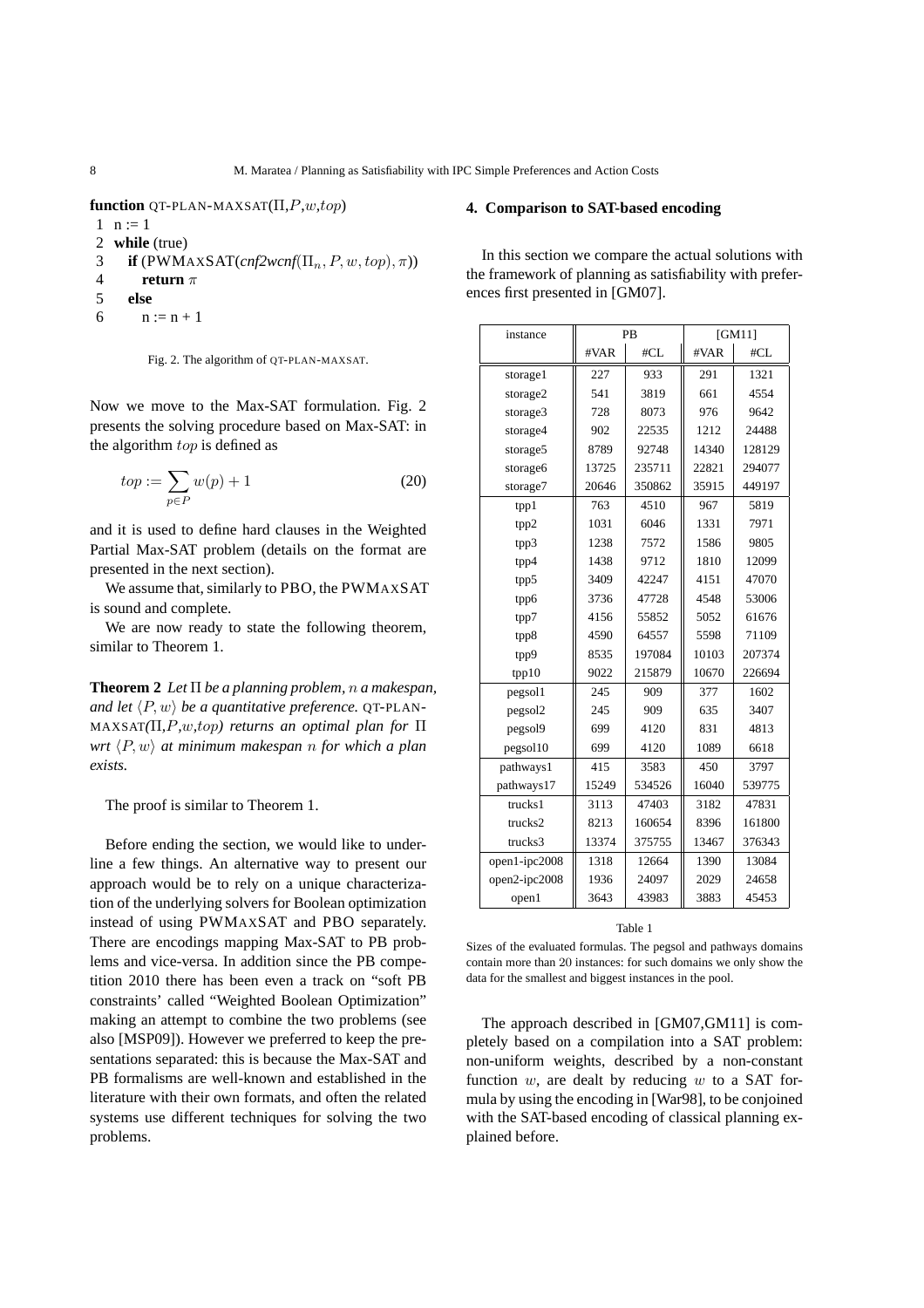```
function QT-PLAN-MAXSAT(Π,P,w,top)
1  n := 1
2  while (true)
3    if (PWMAXSAT(cnf2wcnf(Π_n, P, w, top), π))
4      return π
5    else
6      n := n + 1
```

Fig. 2. The algorithm of QT-PLAN-MAXSAT.

Now we move to the Max-SAT formulation. Fig. 2 presents the solving procedure based on Max-SAT: in the algorithm $top$ is defined as

$$top := \sum_{p \in P} w(p) + 1 \tag{20}$$

and it is used to define hard clauses in the Weighted Partial Max-SAT problem (details on the format are presented in the next section).

We assume that, similarly to PBO, the PWMAXSAT is sound and complete.

We are now ready to state the following theorem, similar to Theorem 1.

**Theorem 2** *Let $\Pi$ be a planning problem, $n$ a makespan, and let $\langle P, w \rangle$ be a quantitative preference.* QT-PLAN-MAXSAT*($\Pi$,$P$,$w$,$top$) returns an optimal plan for $\Pi$ wrt $\langle P, w \rangle$ at minimum makespan $n$ for which a plan exists.*

The proof is similar to Theorem 1.

Before ending the section, we would like to underline a few things. An alternative way to present our approach would be to rely on a unique characterization of the underlying solvers for Boolean optimization instead of using PWMAXSAT and PBO separately. There are encodings mapping Max-SAT to PB problems and vice-versa. In addition since the PB competition 2010 there has been even a track on "soft PB constraints' called "Weighted Boolean Optimization" making an attempt to combine the two problems (see also [MSP09]). However we preferred to keep the presentations separated: this is because the Max-SAT and PB formalisms are well-known and established in the literature with their own formats, and often the related systems use different techniques for solving the two problems.

## 4. Comparison to SAT-based encoding

In this section we compare the actual solutions with the framework of planning as satisfiability with preferences first presented in [GM07].

| instance | PB | | [GM11] | |
|---|---|---|---|---|
| | #VAR | #CL | #VAR | #CL |
| storage1 | 227 | 933 | 291 | 1321 |
| storage2 | 541 | 3819 | 661 | 4554 |
| storage3 | 728 | 8073 | 976 | 9642 |
| storage4 | 902 | 22535 | 1212 | 24488 |
| storage5 | 8789 | 92748 | 14340 | 128129 |
| storage6 | 13725 | 235711 | 22821 | 294077 |
| storage7 | 20646 | 350862 | 35915 | 449197 |
| tpp1 | 763 | 4510 | 967 | 5819 |
| tpp2 | 1031 | 6046 | 1331 | 7971 |
| tpp3 | 1238 | 7572 | 1586 | 9805 |
| tpp4 | 1438 | 9712 | 1810 | 12099 |
| tpp5 | 3409 | 42247 | 4151 | 47070 |
| tpp6 | 3736 | 47728 | 4548 | 53006 |
| tpp7 | 4156 | 55852 | 5052 | 61676 |
| tpp8 | 4590 | 64557 | 5598 | 71109 |
| tpp9 | 8535 | 197084 | 10103 | 207374 |
| tpp10 | 9022 | 215879 | 10670 | 226694 |
| pegsol1 | 245 | 909 | 377 | 1602 |
| pegsol2 | 245 | 909 | 635 | 3407 |
| pegsol9 | 699 | 4120 | 831 | 4813 |
| pegsol10 | 699 | 4120 | 1089 | 6618 |
| pathways1 | 415 | 3583 | 450 | 3797 |
| pathways17 | 15249 | 534526 | 16040 | 539775 |
| trucks1 | 3113 | 47403 | 3182 | 47831 |
| trucks2 | 8213 | 160654 | 8396 | 161800 |
| trucks3 | 13374 | 375755 | 13467 | 376343 |
| open1-ipc2008 | 1318 | 12664 | 1390 | 13084 |
| open2-ipc2008 | 1936 | 24097 | 2029 | 24658 |
| open1 | 3643 | 43983 | 3883 | 45453 |

Table 1

Sizes of the evaluated formulas. The pegsol and pathways domains contain more than 20 instances: for such domains we only show the data for the smallest and biggest instances in the pool.

The approach described in [GM07,GM11] is completely based on a compilation into a SAT problem: non-uniform weights, described by a non-constant function $w$, are dealt by reducing $w$ to a SAT formula by using the encoding in [War98], to be conjoined with the SAT-based encoding of classical planning explained before.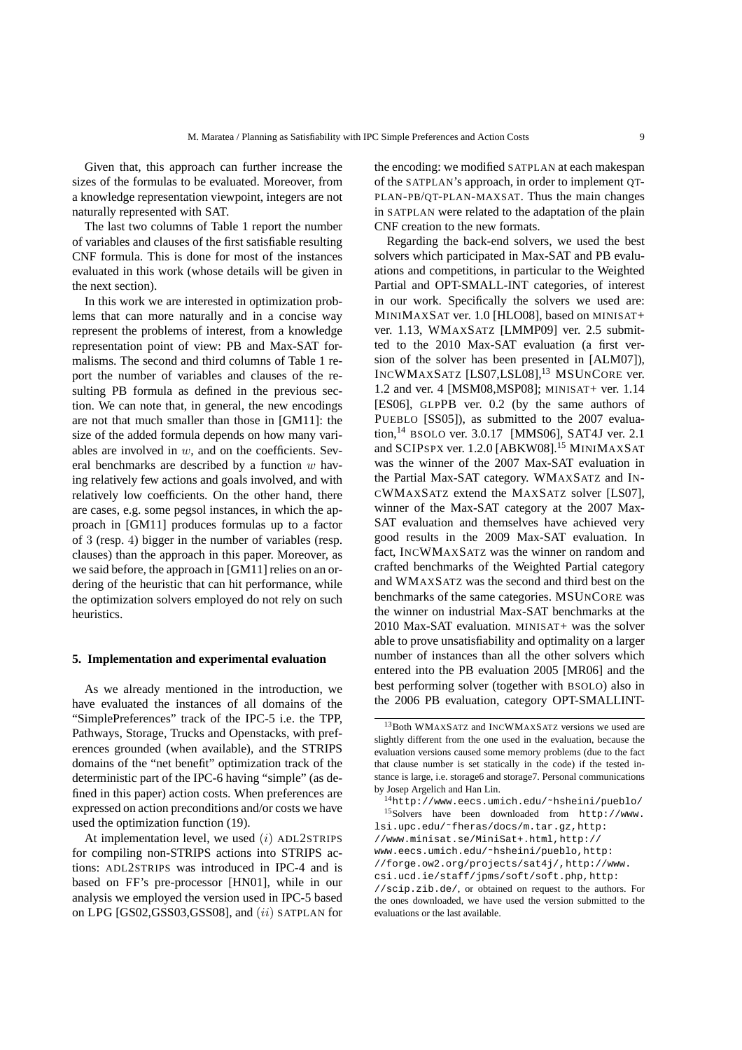Given that, this approach can further increase the sizes of the formulas to be evaluated. Moreover, from a knowledge representation viewpoint, integers are not naturally represented with SAT.

The last two columns of Table 1 report the number of variables and clauses of the first satisfiable resulting CNF formula. This is done for most of the instances evaluated in this work (whose details will be given in the next section).

In this work we are interested in optimization problems that can more naturally and in a concise way represent the problems of interest, from a knowledge representation point of view: PB and Max-SAT formalisms. The second and third columns of Table 1 report the number of variables and clauses of the resulting PB formula as defined in the previous section. We can note that, in general, the new encodings are not that much smaller than those in [GM11]: the size of the added formula depends on how many variables are involved in $w$, and on the coefficients. Several benchmarks are described by a function $w$ having relatively few actions and goals involved, and with relatively low coefficients. On the other hand, there are cases, e.g. some pegsol instances, in which the approach in [GM11] produces formulas up to a factor of 3 (resp. 4) bigger in the number of variables (resp. clauses) than the approach in this paper. Moreover, as we said before, the approach in [GM11] relies on an ordering of the heuristic that can hit performance, while the optimization solvers employed do not rely on such heuristics.

## 5. Implementation and experimental evaluation

As we already mentioned in the introduction, we have evaluated the instances of all domains of the "SimplePreferences" track of the IPC-5 i.e. the TPP, Pathways, Storage, Trucks and Openstacks, with preferences grounded (when available), and the STRIPS domains of the "net benefit" optimization track of the deterministic part of the IPC-6 having "simple" (as defined in this paper) action costs. When preferences are expressed on action preconditions and/or costs we have used the optimization function (19).

At implementation level, we used $(i)$ ADL2STRIPS for compiling non-STRIPS actions into STRIPS actions: ADL2STRIPS was introduced in IPC-4 and is based on FF's pre-processor [HN01], while in our analysis we employed the version used in IPC-5 based on LPG [GS02,GSS03,GSS08], and $(ii)$ SATPLAN for the encoding: we modified SATPLAN at each makespan of the SATPLAN's approach, in order to implement QT-PLAN-PB/QT-PLAN-MAXSAT. Thus the main changes in SATPLAN were related to the adaptation of the plain CNF creation to the new formats.

Regarding the back-end solvers, we used the best solvers which participated in Max-SAT and PB evaluations and competitions, in particular to the Weighted Partial and OPT-SMALL-INT categories, of interest in our work. Specifically the solvers we used are: MINIMAXSAT ver. 1.0 [HLO08], based on MINISAT+ ver. 1.13, WMAXSATZ [LMMP09] ver. 2.5 submitted to the 2010 Max-SAT evaluation (a first version of the solver has been presented in [ALM07]), INCWMAXSATZ [LS07,LSL08],[13] MSUNCORE ver. 1.2 and ver. 4 [MSM08,MSP08]; MINISAT+ ver. 1.14 [ES06], GLPPB ver. 0.2 (by the same authors of PUEBLO [SS05]), as submitted to the 2007 evaluation,[14] BSOLO ver. 3.0.17 [MMS06], SAT4J ver. 2.1 and SCIPSPX ver. 1.2.0 [ABKW08].[15] MINIMAXSAT was the winner of the 2007 Max-SAT evaluation in the Partial Max-SAT category. WMAXSATZ and INCWMAXSATZ extend the MAXSATZ solver [LS07], winner of the Max-SAT category at the 2007 Max-SAT evaluation and themselves have achieved very good results in the 2009 Max-SAT evaluation. In fact, INCWMAXSATZ was the winner on random and crafted benchmarks of the Weighted Partial category and WMAXSATZ was the second and third best on the benchmarks of the same categories. MSUNCORE was the winner on industrial Max-SAT benchmarks at the 2010 Max-SAT evaluation. MINISAT+ was the solver able to prove unsatisfiability and optimality on a larger number of instances than all the other solvers which entered into the PB evaluation 2005 [MR06] and the best performing solver (together with BSOLO) also in the 2006 PB evaluation, category OPT-SMALLINT-

[13] Both WMAXSATZ and INCWMAXSATZ versions we used are slightly different from the one used in the evaluation, because the evaluation versions caused some memory problems (due to the fact that clause number is set statically in the code) if the tested instance is large, i.e. storage6 and storage7. Personal communications by Josep Argelich and Han Lin.

[14] http://www.eecs.umich.edu/~hsheini/pueblo/

[15] Solvers have been downloaded from http://www.lsi.upc.edu/~fheras/docs/m.tar.gz, http://www.minisat.se/MiniSat+.html, http://www.eecs.umich.edu/~hsheini/pueblo, http://forge.ow2.org/projects/sat4j/, http://www.csi.ucd.ie/staff/jpms/soft/soft.php, http://scip.zib.de/, or obtained on request to the authors. For the ones downloaded, we have used the version submitted to the evaluations or the last available.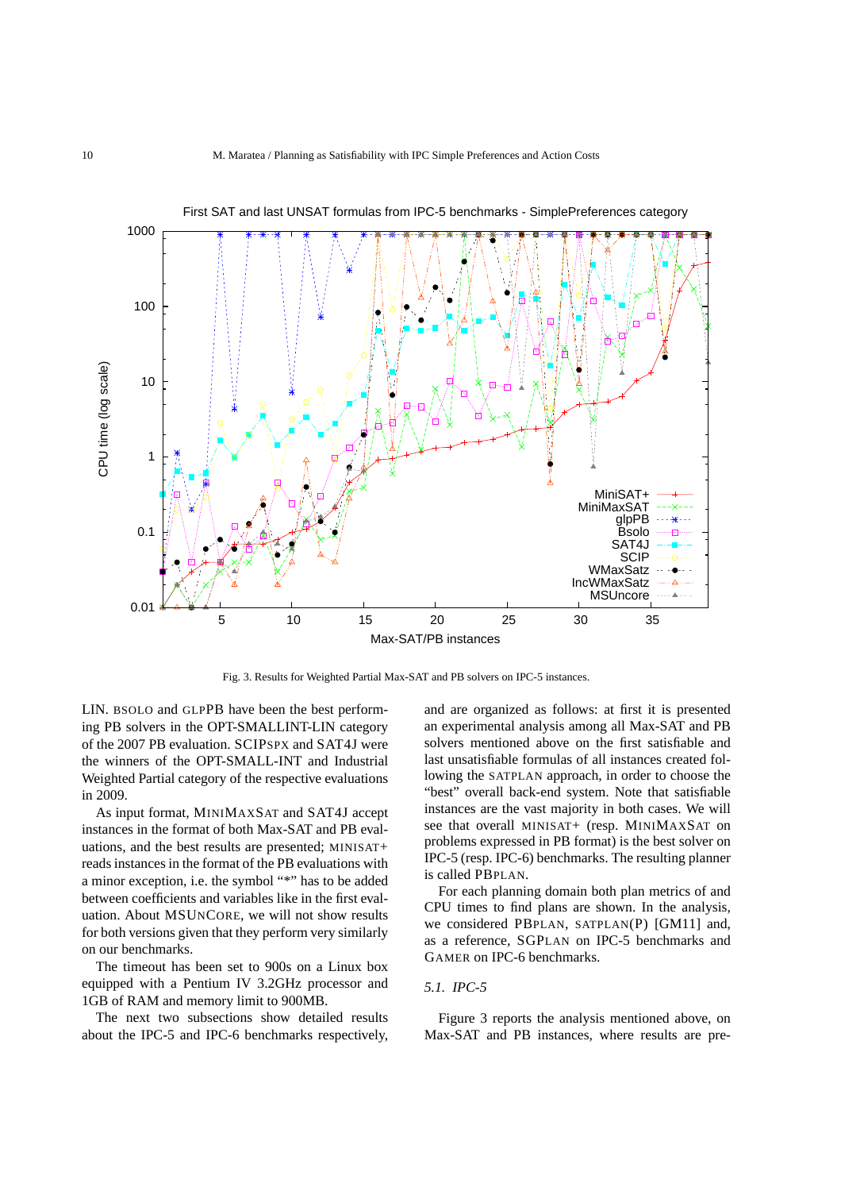Fig. 3. Results for Weighted Partial Max-SAT and PB solvers on IPC-5 instances.

LIN. BSOLO and GLPPB have been the best performing PB solvers in the OPT-SMALLINT-LIN category of the 2007 PB evaluation. SCIPSPX and SAT4J were the winners of the OPT-SMALL-LIN and Industrial Weighted Partial category of the respective evaluations in 2009.

As input format, MINIMAXSAT and SAT4J accept instances in the format of both Max-SAT and PB evaluations, and the best results are presented; MINISAT+ reads instances in the format of the PB evaluations with a minor exception, i.e. the symbol "*" has to be added between coefficients and variables like in the first evaluation. About MSUNCORE, we will not show results for both versions given that they perform very similarly on our benchmarks.

The timeout has been set to 900s on a Linux box equipped with a Pentium IV 3.2GHz processor and 1GB of RAM and memory limit to 900MB.

The next two subsections show detailed results about the IPC-5 and IPC-6 benchmarks respectively, and are organized as follows: at first it is presented an experimental analysis among all Max-SAT and PB solvers mentioned above on the first satisfiable and last unsatisfiable formulas of all instances created following the SATPLAN approach, in order to choose the "best" overall back-end system. Note that satisfiable instances are the vast majority in both cases. We will see that overall MINISAT+ (resp. MINIMAXSAT on problems expressed in PB format) is the best solver on IPC-5 (resp. IPC-6) benchmarks. The resulting planner is called PBPLAN.

For each planning domain both plan metrics of and CPU times to find plans are shown. In the analysis, we considered PBPLAN, SATPLAN(P) [GM11] and, as a reference, SGPLAN on IPC-5 benchmarks and GAMER on IPC-6 benchmarks.

### 5.1. IPC-5

Figure 3 reports the analysis mentioned above, on Max-SAT and PB instances, where results are pre-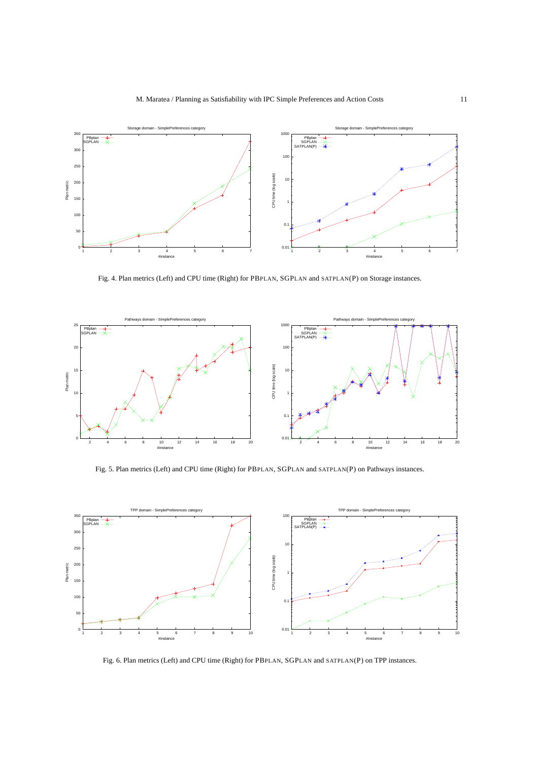Fig. 4. Plan metrics (Left) and CPU time (Right) for PBPLAN, SGPLAN and SATPLAN(P) on Storage instances.

Fig. 5. Plan metrics (Left) and CPU time (Right) for PBPLAN, SGPLAN and SATPLAN(P) on Pathways instances.

Fig. 6. Plan metrics (Left) and CPU time (Right) for PBPLAN, SGPLAN and SATPLAN(P) on TPP instances.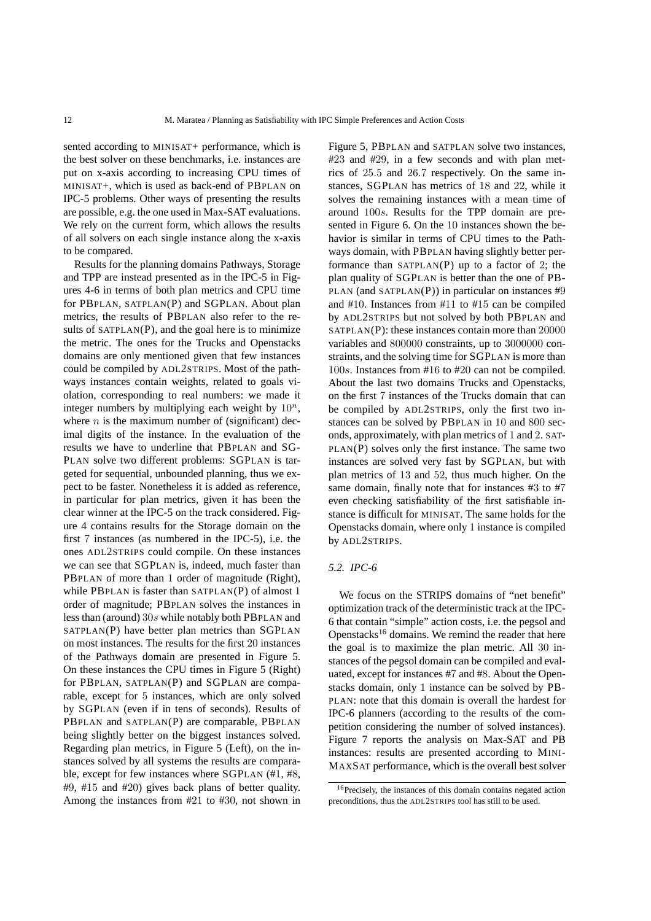sented according to MINISAT+ performance, which is the best solver on these benchmarks, i.e. instances are put on x-axis according to increasing CPU times of MINISAT+, which is used as back-end of PBPLAN on IPC-5 problems. Other ways of presenting the results are possible, e.g. the one used in Max-SAT evaluations. We rely on the current form, which allows the results of all solvers on each single instance along the x-axis to be compared.

Results for the planning domains Pathways, Storage and TPP are instead presented as in the IPC-5 in Figures 4-6 in terms of both plan metrics and CPU time for PBPLAN, SATPLAN(P) and SGPLAN. About plan metrics, the results of PBPLAN also refer to the results of SATPLAN(P), and the goal here is to minimize the metric. The ones for the Trucks and Openstacks domains are only mentioned given that few instances could be compiled by ADL2STRIPS. Most of the pathways instances contain weights, related to goals violation, corresponding to real numbers: we made it integer numbers by multiplying each weight by $10^n$, where $n$ is the maximum number of (significant) decimal digits of the instance. In the evaluation of the results we have to underline that PBPLAN and SGPLAN solve two different problems: SGPLAN is targeted for sequential, unbounded planning, thus we expect to be faster. Nonetheless it is added as reference, in particular for plan metrics, given it has been the clear winner at the IPC-5 on the track considered. Figure 4 contains results for the Storage domain on the first 7 instances (as numbered in the IPC-5), i.e. the ones ADL2STRIPS could compile. On these instances we can see that SGPLAN is, indeed, much faster than PBPLAN of more than 1 order of magnitude (Right), while PBPLAN is faster than SATPLAN(P) of almost 1 order of magnitude; PBPLAN solves the instances in less than (around) $30s$ while notably both PBPLAN and SATPLAN(P) have better plan metrics than SGPLAN on most instances. The results for the first 20 instances of the Pathways domain are presented in Figure 5. On these instances the CPU times in Figure 5 (Right) for PBPLAN, SATPLAN(P) and SGPLAN are comparable, except for 5 instances, which are only solved by SGPLAN (even if in tens of seconds). Results of PBPLAN and SATPLAN(P) are comparable, PBPLAN being slightly better on the biggest instances solved. Regarding plan metrics, in Figure 5 (Left), on the instances solved by all systems the results are comparable, except for few instances where SGPLAN (#1, #8, #9, #15 and #20) gives back plans of better quality. Among the instances from #21 to #30, not shown in Figure 5, PBPLAN and SATPLAN solve two instances, #23 and #29, in a few seconds and with plan metrics of 25.5 and 26.7 respectively. On the same instances, SGPLAN has metrics of 18 and 22, while it solves the remaining instances with a mean time of around $100s$. Results for the TPP domain are presented in Figure 6. On the 10 instances shown the behavior is similar in terms of CPU times to the Pathways domain, with PBPLAN having slightly better performance than SATPLAN(P) up to a factor of 2; the plan quality of SGPLAN is better than the one of PBPLAN (and SATPLAN(P)) in particular on instances #9 and #10. Instances from #11 to #15 can be compiled by ADL2STRIPS but not solved by both PBPLAN and SATPLAN(P): these instances contain more than 20000 variables and 800000 constraints, up to 3000000 constraints, and the solving time for SGPLAN is more than $100s$. Instances from #16 to #20 can not be compiled. About the last two domains Trucks and Openstacks, on the first 7 instances of the Trucks domain that can be compiled by ADL2STRIPS, only the first two instances can be solved by PBPLAN in 10 and 800 seconds, approximately, with plan metrics of 1 and 2. SATPLAN(P) solves only the first instance. The same two instances are solved very fast by SGPLAN, but with plan metrics of 13 and 52, thus much higher. On the same domain, finally note that for instances #3 to #7 even checking satisfiability of the first satisfiable instance is difficult for MINISAT. The same holds for the Openstacks domain, where only 1 instance is compiled by ADL2STRIPS.

### 5.2. IPC-6

We focus on the STRIPS domains of "net benefit" optimization track of the deterministic track at the IPC-6 that contain "simple" action costs, i.e. the pegsol and Openstacks[16] domains. We remind the reader that here the goal is to maximize the plan metric. All 30 instances of the pegsol domain can be compiled and evaluated, except for instances #7 and #8. About the Openstacks domain, only 1 instance can be solved by PBPLAN: note that this domain is overall the hardest for IPC-6 planners (according to the results of the competition considering the number of solved instances). Figure 7 reports the analysis on Max-SAT and PB instances: results are presented according to MINIMAXSAT performance, which is the overall best solver

[16] Precisely, the instances of this domain contains negated action preconditions, thus the ADL2STRIPS tool has still to be used.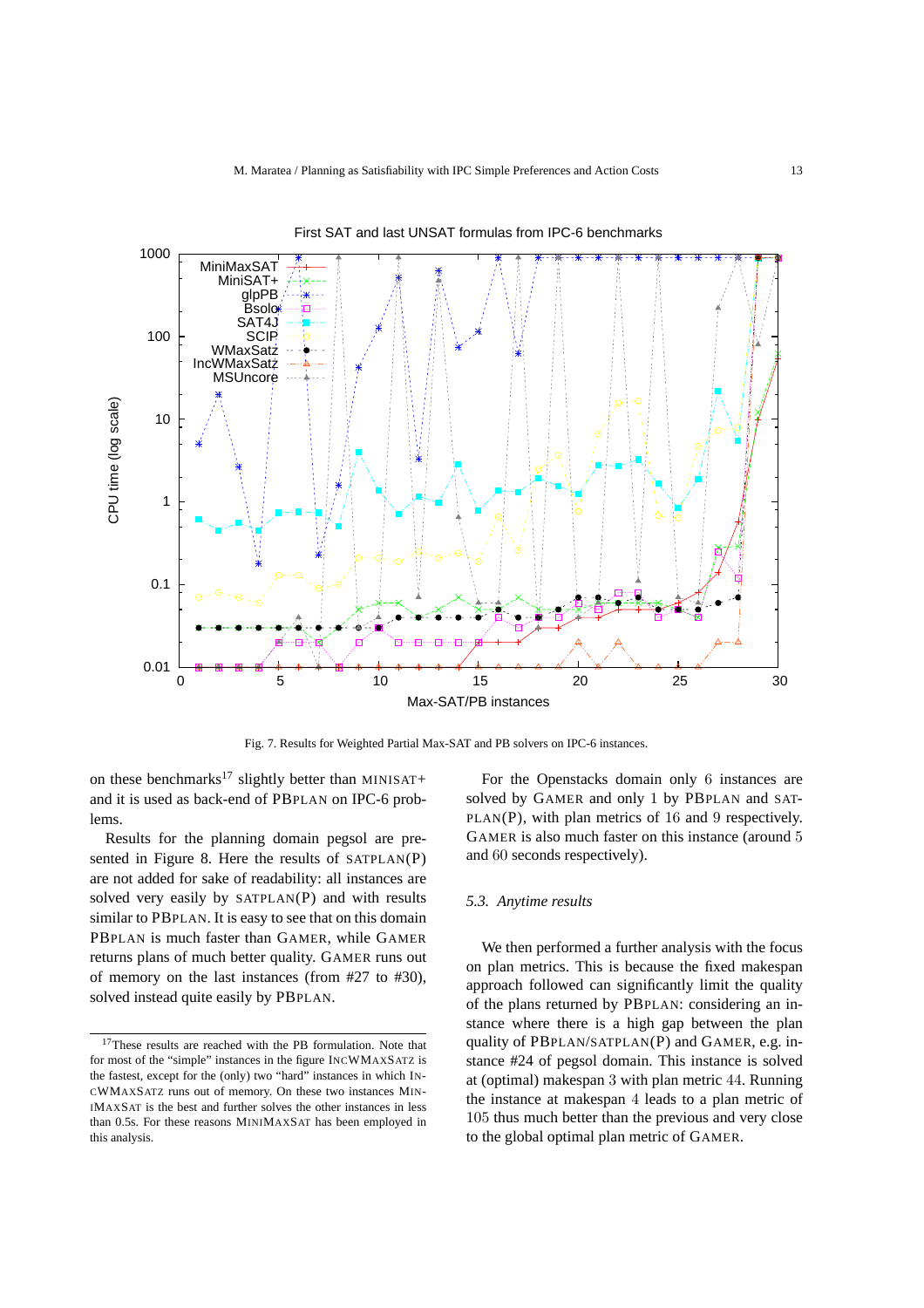Fig. 7. Results for Weighted Partial Max-SAT and PB solvers on IPC-6 instances.

on these benchmarks[17] slightly better than MINISAT+ and it is used as back-end of PBPLAN on IPC-6 problems.

Results for the planning domain pegsol are presented in Figure 8. Here the results of SATPLAN(P) are not added for sake of readability: all instances are solved very easily by SATPLAN(P) and with results similar to PBPLAN. It is easy to see that on this domain PBPLAN is much faster than GAMER, while GAMER returns plans of much better quality. GAMER runs out of memory on the last instances (from #27 to #30), solved instead quite easily by PBPLAN.

[17]These results are reached with the PB formulation. Note that for most of the "simple" instances in the figure INCWMAXSATZ is the fastest, except for the (only) two "hard" instances in which INCWMAXSATZ runs out of memory. On these two instances MINIMAXSAT is the best and further solves the other instances in less than 0.5s. For these reasons MINIMAXSAT has been employed in this analysis.

For the Openstacks domain only $6$ instances are solved by GAMER and only $1$ by PBPLAN and SATPLAN(P), with plan metrics of $16$ and $9$ respectively. GAMER is also much faster on this instance (around $5$ and $60$ seconds respectively).

### 5.3. *Anytime results*

We then performed a further analysis with the focus on plan metrics. This is because the fixed makespan approach followed can significantly limit the quality of the plans returned by PBPLAN: considering an instance where there is a high gap between the plan quality of PBPLAN/SATPLAN(P) and GAMER, e.g. instance #24 of pegsol domain. This instance is solved at (optimal) makespan $3$ with plan metric $44$. Running the instance at makespan $4$ leads to a plan metric of $105$ thus much better than the previous and very close to the global optimal plan metric of GAMER.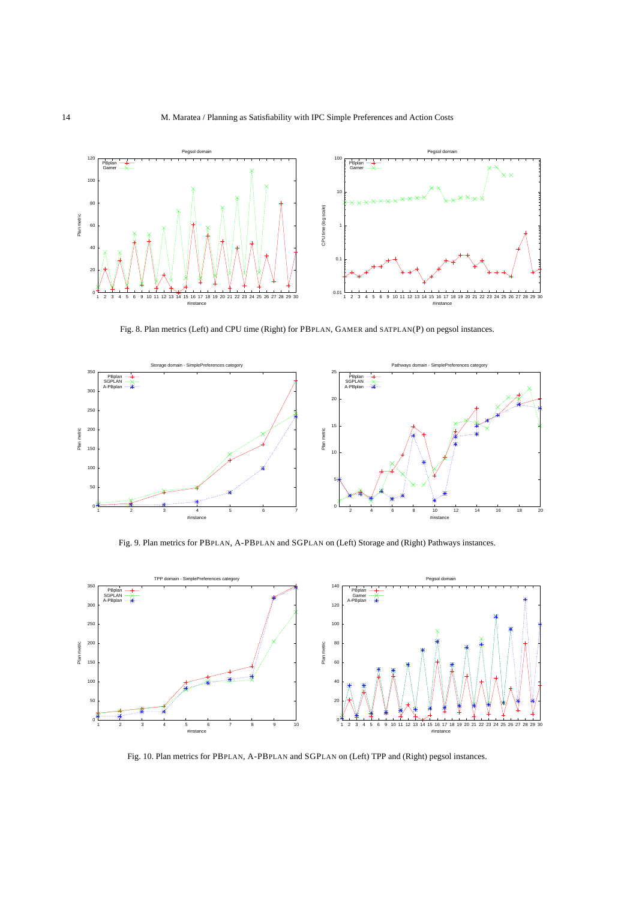Fig. 8. Plan metrics (Left) and CPU time (Right) for PBPLAN, GAMER and SATPLAN(P) on pegsol instances.

Fig. 9. Plan metrics for PBPLAN, A-PBPLAN and SGPLAN on (Left) Storage and (Right) Pathways instances.

Fig. 10. Plan metrics for PBPLAN, A-PBPLAN and SGPLAN on (Left) TPP and (Right) pegsol instances.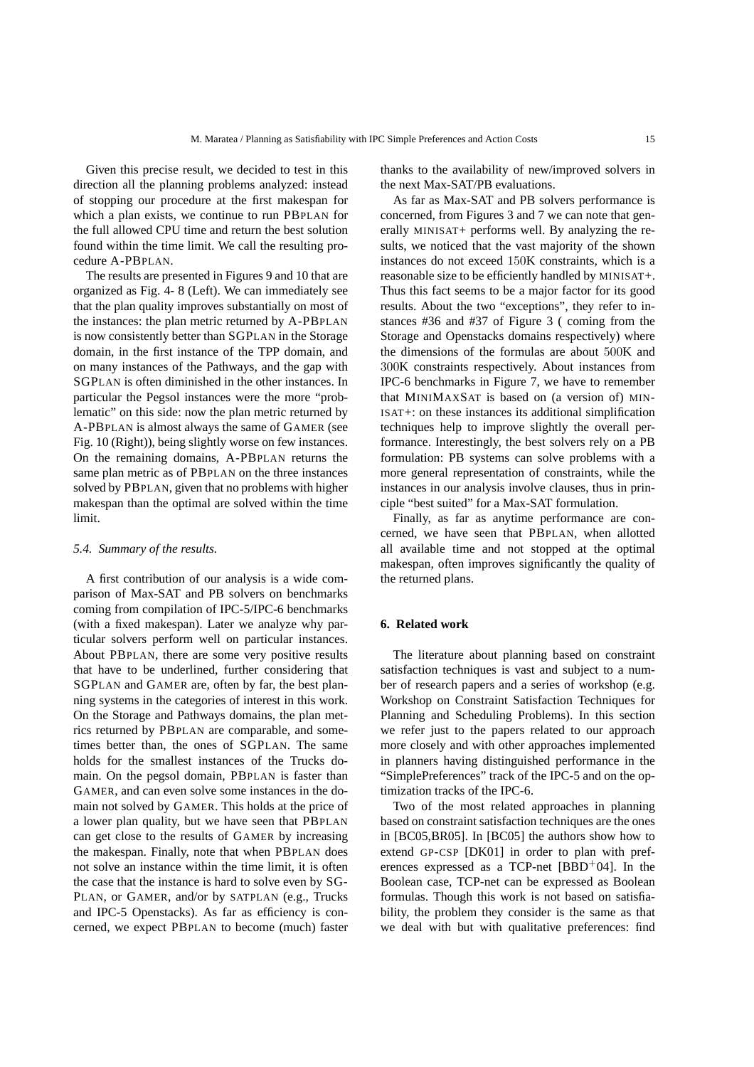Given this precise result, we decided to test in this direction all the planning problems analyzed: instead of stopping our procedure at the first makespan for which a plan exists, we continue to run PBPLAN for the full allowed CPU time and return the best solution found within the time limit. We call the resulting procedure A-PBPLAN.

The results are presented in Figures 9 and 10 that are organized as Fig. 4- 8 (Left). We can immediately see that the plan quality improves substantially on most of the instances: the plan metric returned by A-PBPLAN is now consistently better than SGPLAN in the Storage domain, in the first instance of the TPP domain, and on many instances of the Pathways, and the gap with SGPLAN is often diminished in the other instances. In particular the Pegsol instances were the more "problematic" on this side: now the plan metric returned by A-PBPLAN is almost always the same of GAMER (see Fig. 10 (Right)), being slightly worse on few instances. On the remaining domains, A-PBPLAN returns the same plan metric as of PBPLAN on the three instances solved by PBPLAN, given that no problems with higher makespan than the optimal are solved within the time limit.

### 5.4. Summary of the results.

A first contribution of our analysis is a wide comparison of Max-SAT and PB solvers on benchmarks coming from compilation of IPC-5/IPC-6 benchmarks (with a fixed makespan). Later we analyze why particular solvers perform well on particular instances. About PBPLAN, there are some very positive results that have to be underlined, further considering that SGPLAN and GAMER are, often by far, the best planning systems in the categories of interest in this work. On the Storage and Pathways domains, the plan metrics returned by PBPLAN are comparable, and sometimes better than, the ones of SGPLAN. The same holds for the smallest instances of the Trucks domain. On the pegsol domain, PBPLAN is faster than GAMER, and can even solve some instances in the domain not solved by GAMER. This holds at the price of a lower plan quality, but we have seen that PBPLAN can get close to the results of GAMER by increasing the makespan. Finally, note that when PBPLAN does not solve an instance within the time limit, it is often the case that the instance is hard to solve even by SGPLAN, or GAMER, and/or by SATPLAN (e.g., Trucks and IPC-5 Openstacks). As far as efficiency is concerned, we expect PBPLAN to become (much) faster thanks to the availability of new/improved solvers in the next Max-SAT/PB evaluations.

As far as Max-SAT and PB solvers performance is concerned, from Figures 3 and 7 we can note that generally MINISAT+ performs well. By analyzing the results, we noticed that the vast majority of the shown instances do not exceed 150K constraints, which is a reasonable size to be efficiently handled by MINISAT+. Thus this fact seems to be a major factor for its good results. About the two "exceptions", they refer to instances #36 and #37 of Figure 3 ( coming from the Storage and Openstacks domains respectively) where the dimensions of the formulas are about 500K and 300K constraints respectively. About instances from IPC-6 benchmarks in Figure 7, we have to remember that MINIMAXSAT is based on (a version of) MINISAT+: on these instances its additional simplification techniques help to improve slightly the overall performance. Interestingly, the best solvers rely on a PB formulation: PB systems can solve problems with a more general representation of constraints, while the instances in our analysis involve clauses, thus in principle "best suited" for a Max-SAT formulation.

Finally, as far as anytime performance are concerned, we have seen that PBPLAN, when allotted all available time and not stopped at the optimal makespan, often improves significantly the quality of the returned plans.

## 6. Related work

The literature about planning based on constraint satisfaction techniques is vast and subject to a number of research papers and a series of workshop (e.g. Workshop on Constraint Satisfaction Techniques for Planning and Scheduling Problems). In this section we refer just to the papers related to our approach more closely and with other approaches implemented in planners having distinguished performance in the "SimplePreferences" track of the IPC-5 and on the optimization tracks of the IPC-6.

Two of the most related approaches in planning based on constraint satisfaction techniques are the ones in [BC05,BR05]. In [BC05] the authors show how to extend GP-CSP [DK01] in order to plan with preferences expressed as a TCP-net [BBD+04]. In the Boolean case, TCP-net can be expressed as Boolean formulas. Though this work is not based on satisfiability, the problem they consider is the same as that we deal with but with qualitative preferences: find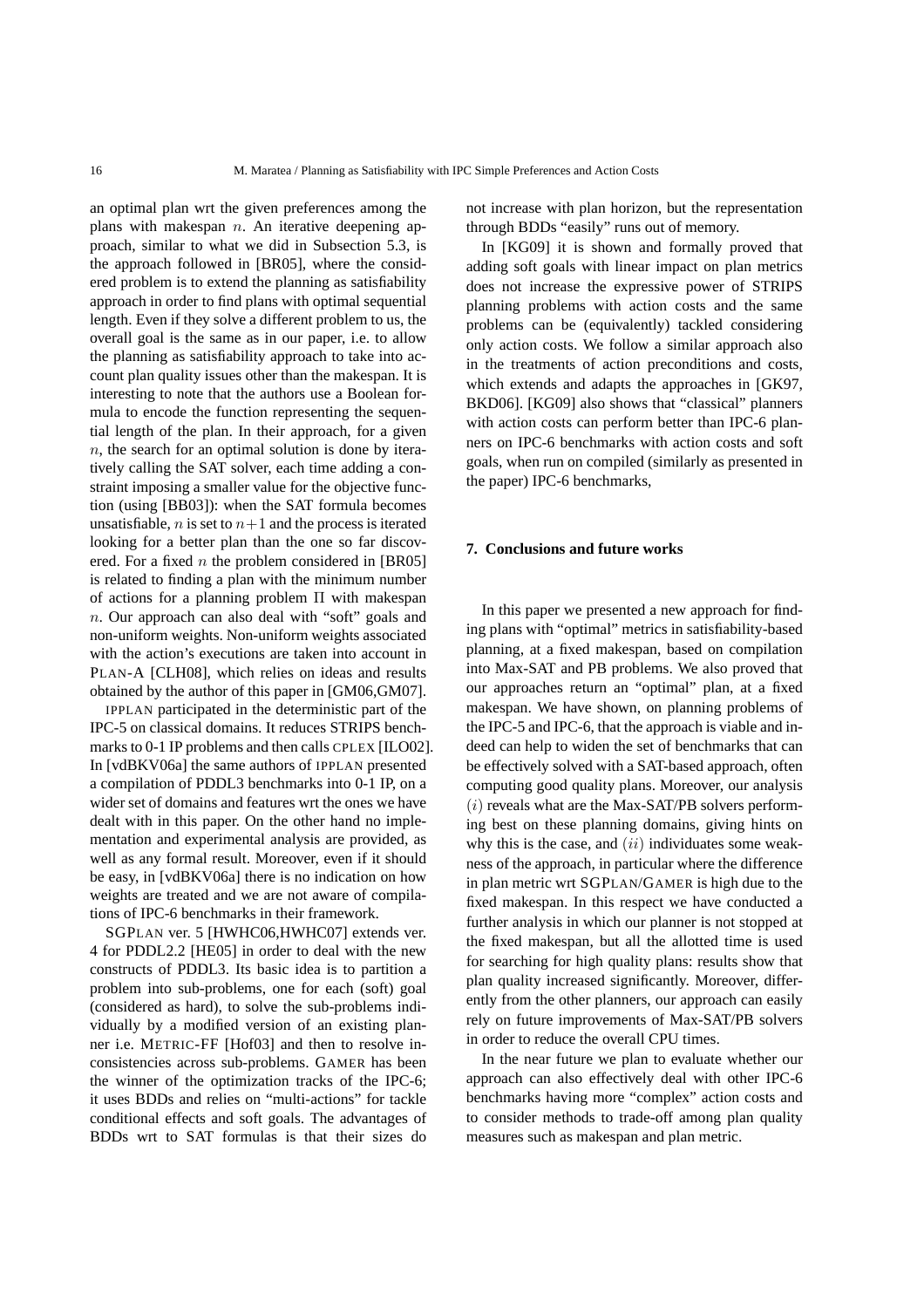an optimal plan wrt the given preferences among the plans with makespan $n$. An iterative deepening approach, similar to what we did in Subsection 5.3, is the approach followed in [BR05], where the considered problem is to extend the planning as satisfiability approach in order to find plans with optimal sequential length. Even if they solve a different problem to us, the overall goal is the same as in our paper, i.e. to allow the planning as satisfiability approach to take into account plan quality issues other than the makespan. It is interesting to note that the authors use a Boolean formula to encode the function representing the sequential length of the plan. In their approach, for a given $n$, the search for an optimal solution is done by iteratively calling the SAT solver, each time adding a constraint imposing a smaller value for the objective function (using [BB03]): when the SAT formula becomes unsatisfiable, $n$ is set to $n+1$ and the process is iterated looking for a better plan than the one so far discovered. For a fixed $n$ the problem considered in [BR05] is related to finding a plan with the minimum number of actions for a planning problem $\Pi$ with makespan $n$. Our approach can also deal with "soft" goals and non-uniform weights. Non-uniform weights associated with the action's executions are taken into account in PLAN-A [CLH08], which relies on ideas and results obtained by the author of this paper in [GM06,GM07].

IPPLAN participated in the deterministic part of the IPC-5 on classical domains. It reduces STRIPS benchmarks to 0-1 IP problems and then calls CPLEX [ILO02]. In [vdBKV06a] the same authors of IPPLAN presented a compilation of PDDL3 benchmarks into 0-1 IP, on a wider set of domains and features wrt the ones we have dealt with in this paper. On the other hand no implementation and experimental analysis are provided, as well as any formal result. Moreover, even if it should be easy, in [vdBKV06a] there is no indication on how weights are treated and we are not aware of compilations of IPC-6 benchmarks in their framework.

SGPLAN ver. 5 [HWHC06,HWHC07] extends ver. 4 for PDDL2.2 [HE05] in order to deal with the new constructs of PDDL3. Its basic idea is to partition a problem into sub-problems, one for each (soft) goal (considered as hard), to solve the sub-problems individually by a modified version of an existing planner i.e. METRIC-FF [Hof03] and then to resolve inconsistencies across sub-problems. GAMER has been the winner of the optimization tracks of the IPC-6; it uses BDDs and relies on "multi-actions" for tackle conditional effects and soft goals. The advantages of BDDs wrt to SAT formulas is that their sizes do not increase with plan horizon, but the representation through BDDs "easily" runs out of memory.

In [KG09] it is shown and formally proved that adding soft goals with linear impact on plan metrics does not increase the expressive power of STRIPS planning problems with action costs and the same problems can be (equivalently) tackled considering only action costs. We follow a similar approach also in the treatments of action preconditions and costs, which extends and adapts the approaches in [GK97, BKD06]. [KG09] also shows that "classical" planners with action costs can perform better than IPC-6 planners on IPC-6 benchmarks with action costs and soft goals, when run on compiled (similarly as presented in the paper) IPC-6 benchmarks,

## 7. Conclusions and future works

In this paper we presented a new approach for finding plans with "optimal" metrics in satisfiability-based planning, at a fixed makespan, based on compilation into Max-SAT and PB problems. We also proved that our approaches return an "optimal" plan, at a fixed makespan. We have shown, on planning problems of the IPC-5 and IPC-6, that the approach is viable and indeed can help to widen the set of benchmarks that can be effectively solved with a SAT-based approach, often computing good quality plans. Moreover, our analysis $(i)$ reveals what are the Max-SAT/PB solvers performing best on these planning domains, giving hints on why this is the case, and $(ii)$ individuates some weakness of the approach, in particular where the difference in plan metric wrt SGPLAN/GAMER is high due to the fixed makespan. In this respect we have conducted a further analysis in which our planner is not stopped at the fixed makespan, but all the allotted time is used for searching for high quality plans: results show that plan quality increased significantly. Moreover, differently from the other planners, our approach can easily rely on future improvements of Max-SAT/PB solvers in order to reduce the overall CPU times.

In the near future we plan to evaluate whether our approach can also effectively deal with other IPC-6 benchmarks having more "complex" action costs and to consider methods to trade-off among plan quality measures such as makespan and plan metric.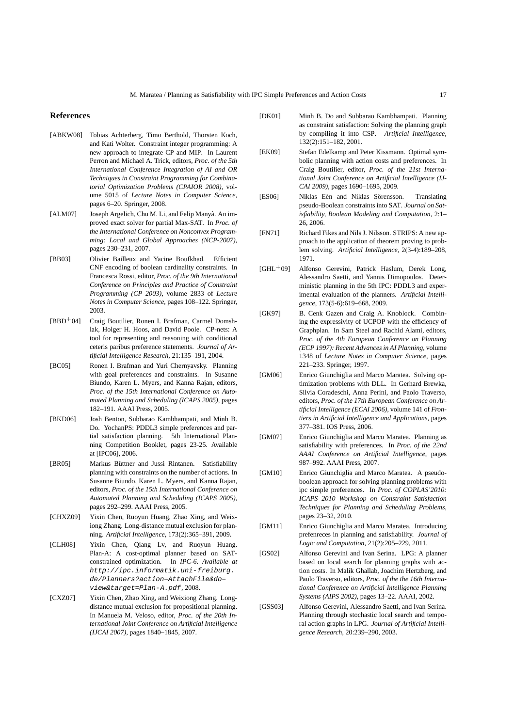## References

[ABKW08] Tobias Achterberg, Timo Berthold, Thorsten Koch, and Kati Wolter. Constraint integer programming: A new approach to integrate CP and MIP. In Laurent Perron and Michael A. Trick, editors, *Proc. of the 5th International Conference Integration of AI and OR Techniques in Constraint Programming for Combinatorial Optimization Problems (CPAIOR 2008)*, volume 5015 of *Lecture Notes in Computer Science*, pages 6–20. Springer, 2008.

[ALM07] Joseph Argelich, Chu M. Li, and Felip Manyà. An improved exact solver for partial Max-SAT. In *Proc. of the International Conference on Nonconvex Programming: Local and Global Approaches (NCP-2007)*, pages 230–231, 2007.

[BB03] Olivier Bailleux and Yacine Boufkhad. Efficient CNF encoding of boolean cardinality constraints. In Francesca Rossi, editor, *Proc. of the 9th International Conference on Principles and Practice of Constraint Programming (CP 2003)*, volume 2833 of *Lecture Notes in Computer Science*, pages 108–122. Springer, 2003.

[BBD+04] Craig Boutilier, Ronen I. Brafman, Carmel Domshlak, Holger H. Hoos, and David Poole. CP-nets: A tool for representing and reasoning with conditional ceteris paribus preference statements. *Journal of Artificial Intelligence Research*, 21:135–191, 2004.

[BC05] Ronen I. Brafman and Yuri Chernyavsky. Planning with goal preferences and constraints. In Susanne Biundo, Karen L. Myers, and Kanna Rajan, editors, *Proc. of the 15th International Conference on Automated Planning and Scheduling (ICAPS 2005)*, pages 182–191. AAAI Press, 2005.

[BKD06] Josh Benton, Subbarao Kambhampati, and Minh B. Do. YochanPS: PDDL3 simple preferences and partial satisfaction planning. 5th International Planning Competition Booklet, pages 23-25. Available at [IPC06], 2006.

[BR05] Markus Büttner and Jussi Rintanen. Satisfiability planning with constraints on the number of actions. In Susanne Biundo, Karen L. Myers, and Kanna Rajan, editors, *Proc. of the 15th International Conference on Automated Planning and Scheduling (ICAPS 2005)*, pages 292–299. AAAI Press, 2005.

[CHXZ09] Yixin Chen, Ruoyun Huang, Zhao Xing, and Weixiong Zhang. Long-distance mutual exclusion for planning. *Artificial Intelligence*, 173(2):365–391, 2009.

[CLH08] Yixin Chen, Qiang Lv, and Ruoyun Huang. Plan-A: A cost-optimal planner based on SAT-constrained optimization. In *IPC-6. Available at* `http://ipc.informatik.uni-freiburg.de/Planners?action=AttachFile&do=view&target=Plan-A.pdf`, 2008.

[CXZ07] Yixin Chen, Zhao Xing, and Weixiong Zhang. Long-distance mutual exclusion for propositional planning. In Manuela M. Veloso, editor, *Proc. of the 20th International Joint Conference on Artificial Intelligence (IJCAI 2007)*, pages 1840–1845, 2007.

[DK01] Minh B. Do and Subbarao Kambhampati. Planning as constraint satisfaction: Solving the planning graph by compiling it into CSP. *Artificial Intelligence*, 132(2):151–182, 2001.

[EK09] Stefan Edelkamp and Peter Kissmann. Optimal symbolic planning with action costs and preferences. In Craig Boutilier, editor, *Proc. of the 21st International Joint Conference on Artificial Intelligence (IJCAI 2009)*, pages 1690–1695, 2009.

[ES06] Niklas Eén and Niklas Sörensson. Translating pseudo-Boolean constraints into SAT. *Journal on Satisfiability, Boolean Modeling and Computation*, 2:1–26, 2006.

[FN71] Richard Fikes and Nils J. Nilsson. STRIPS: A new approach to the application of theorem proving to problem solving. *Artificial Intelligence*, 2(3-4):189–208, 1971.

[GHL+09] Alfonso Gerevini, Patrick Haslum, Derek Long, Alessandro Saetti, and Yannis Dimopoulos. Deterministic planning in the 5th IPC: PDDL3 and experimental evaluation of the planners. *Artificial Intelligence*, 173(5-6):619–668, 2009.

[GK97] B. Cenk Gazen and Craig A. Knoblock. Combining the expressivity of UCPOP with the efficiency of Graphplan. In Sam Steel and Rachid Alami, editors, *Proc. of the 4th European Conference on Planning (ECP 1997): Recent Advances in AI Planning*, volume 1348 of *Lecture Notes in Computer Science*, pages 221–233. Springer, 1997.

[GM06] Enrico Giunchiglia and Marco Maratea. Solving optimization problems with DLL. In Gerhard Brewka, Silvia Coradeschi, Anna Perini, and Paolo Traverso, editors, *Proc. of the 17th European Conference on Artificial Intelligence (ECAI 2006)*, volume 141 of *Frontiers in Artificial Intelligence and Applications*, pages 377–381. IOS Press, 2006.

[GM07] Enrico Giunchiglia and Marco Maratea. Planning as satisfiability with preferences. In *Proc. of the 22nd AAAI Conference on Artificial Intelligence*, pages 987–992. AAAI Press, 2007.

[GM10] Enrico Giunchiglia and Marco Maratea. A pseudo-boolean approach for solving planning problems with ipc simple preferences. In *Proc. of COPLAS'2010: ICAPS 2010 Workshop on Constraint Satisfaction Techniques for Planning and Scheduling Problems*, pages 23–32, 2010.

[GM11] Enrico Giunchiglia and Marco Maratea. Introducing prefenreces in planning and satisfiability. *Journal of Logic and Computation*, 21(2):205–229, 2011.

[GS02] Alfonso Gerevini and Ivan Serina. LPG: A planner based on local search for planning graphs with action costs. In Malik Ghallab, Joachim Hertzberg, and Paolo Traverso, editors, *Proc. of the the 16th International Conference on Artificial Intelligence Planning Systems (AIPS 2002)*, pages 13–22. AAAI, 2002.

[GSS03] Alfonso Gerevini, Alessandro Saetti, and Ivan Serina. Planning through stochastic local search and temporal action graphs in LPG. *Journal of Artificial Intelligence Research*, 20:239–290, 2003.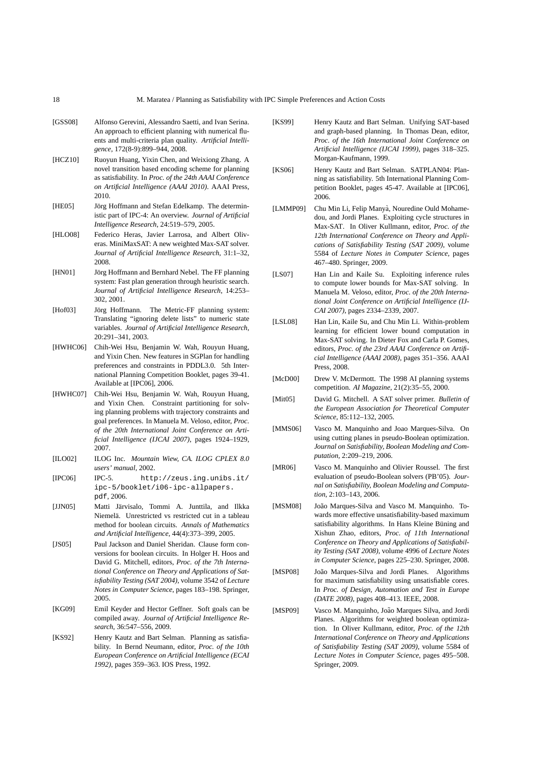[GSS08] Alfonso Gerevini, Alessandro Saetti, and Ivan Serina. An approach to efficient planning with numerical fluents and multi-criteria plan quality. *Artificial Intelligence*, 172(8-9):899–944, 2008.

[HCZ10] Ruoyun Huang, Yixin Chen, and Weixiong Zhang. A novel transition based encoding scheme for planning as satisfiability. In *Proc. of the 24th AAAI Conference on Artificial Intelligence (AAAI 2010)*. AAAI Press, 2010.

[HE05] Jörg Hoffmann and Stefan Edelkamp. The deterministic part of IPC-4: An overview. *Journal of Artificial Intelligence Research*, 24:519–579, 2005.

[HLO08] Federico Heras, Javier Larrosa, and Albert Oliveras. MiniMaxSAT: A new weighted Max-SAT solver. *Journal of Artificial Intelligence Research*, 31:1–32, 2008.

[HN01] Jörg Hoffmann and Bernhard Nebel. The FF planning system: Fast plan generation through heuristic search. *Journal of Artificial Intelligence Research*, 14:253–302, 2001.

[Hof03] Jörg Hoffmann. The Metric-FF planning system: Translating "ignoring delete lists" to numeric state variables. *Journal of Artificial Intelligence Research*, 20:291–341, 2003.

[HWHC06] Chih-Wei Hsu, Benjamin W. Wah, Rouyun Huang, and Yixin Chen. New features in SGPlan for handling preferences and constraints in PDDL3.0. 5th International Planning Competition Booklet, pages 39-41. Available at [IPC06], 2006.

[HWHC07] Chih-Wei Hsu, Benjamin W. Wah, Rouyun Huang, and Yixin Chen. Constraint partitioning for solving planning problems with trajectory constraints and goal preferences. In Manuela M. Veloso, editor, *Proc. of the 20th International Joint Conference on Artificial Intelligence (IJCAI 2007)*, pages 1924–1929, 2007.

[ILO02] ILOG Inc. *Mountain Wiew, CA. ILOG CPLEX 8.0 users' manual*, 2002.

[IPC06] IPC-5. `http://zeus.ing.unibs.it/ipc-5/booklet/i06-ipc-allpapers.pdf`, 2006.

[JJN05] Matti Järvisalo, Tommi A. Junttila, and Ilkka Niemelä. Unrestricted vs restricted cut in a tableau method for boolean circuits. *Annals of Mathematics and Artificial Intelligence*, 44(4):373–399, 2005.

[JS05] Paul Jackson and Daniel Sheridan. Clause form conversions for boolean circuits. In Holger H. Hoos and David G. Mitchell, editors, *Proc. of the 7th International Conference on Theory and Applications of Satisfiability Testing (SAT 2004)*, volume 3542 of *Lecture Notes in Computer Science*, pages 183–198. Springer, 2005.

[KG09] Emil Keyder and Hector Geffner. Soft goals can be compiled away. *Journal of Artificial Intelligence Research*, 36:547–556, 2009.

[KS92] Henry Kautz and Bart Selman. Planning as satisfiability. In Bernd Neumann, editor, *Proc. of the 10th European Conference on Artificial Intelligence (ECAI 1992)*, pages 359–363. IOS Press, 1992.

[KS99] Henry Kautz and Bart Selman. Unifying SAT-based and graph-based planning. In Thomas Dean, editor, *Proc. of the 16th International Joint Conference on Artificial Intelligence (IJCAI 1999)*, pages 318–325. Morgan-Kaufmann, 1999.

[KS06] Henry Kautz and Bart Selman. SATPLAN04: Planning as satisfiability. 5th International Planning Competition Booklet, pages 45-47. Available at [IPC06], 2006.

[LMMP09] Chu Min Li, Felip Manyà, Nouredine Ould Mohamedou, and Jordi Planes. Exploiting cycle structures in Max-SAT. In Oliver Kullmann, editor, *Proc. of the 12th International Conference on Theory and Applications of Satisfiability Testing (SAT 2009)*, volume 5584 of *Lecture Notes in Computer Science*, pages 467–480. Springer, 2009.

[LS07] Han Lin and Kaile Su. Exploiting inference rules to compute lower bounds for Max-SAT solving. In Manuela M. Veloso, editor, *Proc. of the 20th International Joint Conference on Artificial Intelligence (IJCAI 2007)*, pages 2334–2339, 2007.

[LSL08] Han Lin, Kaile Su, and Chu Min Li. Within-problem learning for efficient lower bound computation in Max-SAT solving. In Dieter Fox and Carla P. Gomes, editors, *Proc. of the 23rd AAAI Conference on Artificial Intelligence (AAAI 2008)*, pages 351–356. AAAI Press, 2008.

[McD00] Drew V. McDermott. The 1998 AI planning systems competition. *AI Magazine*, 21(2):35–55, 2000.

[Mit05] David G. Mitchell. A SAT solver primer. *Bulletin of the European Association for Theoretical Computer Science*, 85:112–132, 2005.

[MMS06] Vasco M. Manquinho and Joao Marques-Silva. On using cutting planes in pseudo-Boolean optimization. *Journal on Satisfiability, Boolean Modeling and Computation*, 2:209–219, 2006.

[MR06] Vasco M. Manquinho and Olivier Roussel. The first evaluation of pseudo-Boolean solvers (PB'05). *Journal on Satisfiability, Boolean Modeling and Computation*, 2:103–143, 2006.

[MSM08] João Marques-Silva and Vasco M. Manquinho. Towards more effective unsatisfiability-based maximum satisfiability algorithms. In Hans Kleine Büning and Xishun Zhao, editors, *Proc. of 11th International Conference on Theory and Applications of Satisfiability Testing (SAT 2008)*, volume 4996 of *Lecture Notes in Computer Science*, pages 225–230. Springer, 2008.

[MSP08] João Marques-Silva and Jordi Planes. Algorithms for maximum satisfiability using unsatisfiable cores. In *Proc. of Design, Automation and Test in Europe (DATE 2008)*, pages 408–413. IEEE, 2008.

[MSP09] Vasco M. Manquinho, João Marques Silva, and Jordi Planes. Algorithms for weighted boolean optimization. In Oliver Kullmann, editor, *Proc. of the 12th International Conference on Theory and Applications of Satisfiability Testing (SAT 2009)*, volume 5584 of *Lecture Notes in Computer Science*, pages 495–508. Springer, 2009.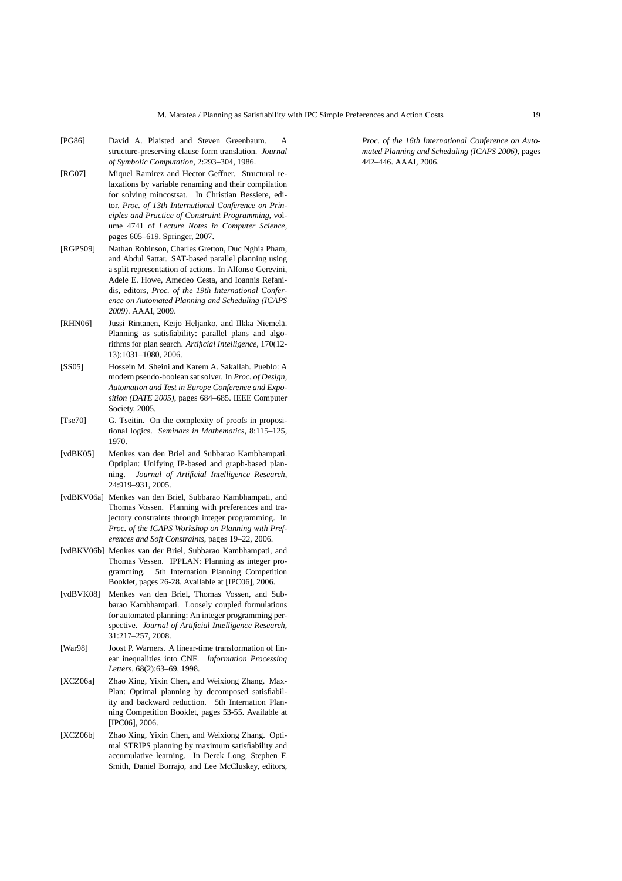[PG86] David A. Plaisted and Steven Greenbaum. A structure-preserving clause form translation. *Journal of Symbolic Computation*, 2:293–304, 1986.

[RG07] Miquel Ramirez and Hector Geffner. Structural relaxations by variable renaming and their compilation for solving mincostsat. In Christian Bessiere, editor, *Proc. of 13th International Conference on Principles and Practice of Constraint Programming*, volume 4741 of *Lecture Notes in Computer Science*, pages 605–619. Springer, 2007.

[RGPS09] Nathan Robinson, Charles Gretton, Duc Nghia Pham, and Abdul Sattar. SAT-based parallel planning using a split representation of actions. In Alfonso Gerevini, Adele E. Howe, Amedeo Cesta, and Ioannis Refanidis, editors, *Proc. of the 19th International Conference on Automated Planning and Scheduling (ICAPS 2009)*. AAAI, 2009.

[RHN06] Jussi Rintanen, Keijo Heljanko, and Ilkka Niemelä. Planning as satisfiability: parallel plans and algorithms for plan search. *Artificial Intelligence*, 170(12-13):1031–1080, 2006.

[SS05] Hossein M. Sheini and Karem A. Sakallah. Pueblo: A modern pseudo-boolean sat solver. In *Proc. of Design, Automation and Test in Europe Conference and Exposition (DATE 2005)*, pages 684–685. IEEE Computer Society, 2005.

[Tse70] G. Tseitin. On the complexity of proofs in propositional logics. *Seminars in Mathematics*, 8:115–125, 1970.

[vdBK05] Menkes van den Briel and Subbarao Kambhampati. Optiplan: Unifying IP-based and graph-based planning. *Journal of Artificial Intelligence Research*, 24:919–931, 2005.

[vdBKV06a] Menkes van den Briel, Subbarao Kambhampati, and Thomas Vossen. Planning with preferences and trajectory constraints through integer programming. In *Proc. of the ICAPS Workshop on Planning with Preferences and Soft Constraints*, pages 19–22, 2006.

[vdBKV06b] Menkes van der Briel, Subbarao Kambhampati, and Thomas Vessen. IPPLAN: Planning as integer programming. 5th Internation Planning Competition Booklet, pages 26-28. Available at [IPC06], 2006.

[vdBVK08] Menkes van den Briel, Thomas Vossen, and Subbarao Kambhampati. Loosely coupled formulations for automated planning: An integer programming perspective. *Journal of Artificial Intelligence Research*, 31:217–257, 2008.

[War98] Joost P. Warners. A linear-time transformation of linear inequalities into CNF. *Information Processing Letters*, 68(2):63–69, 1998.

[XCZ06a] Zhao Xing, Yixin Chen, and Weixiong Zhang. MaxPlan: Optimal planning by decomposed satisfiability and backward reduction. 5th Internation Planning Competition Booklet, pages 53-55. Available at [IPC06], 2006.

[XCZ06b] Zhao Xing, Yixin Chen, and Weixiong Zhang. Optimal STRIPS planning by maximum satisfiability and accumulative learning. In Derek Long, Stephen F. Smith, Daniel Borrajo, and Lee McCluskey, editors, *Proc. of the 16th International Conference on Automated Planning and Scheduling (ICAPS 2006)*, pages 442–446. AAAI, 2006.